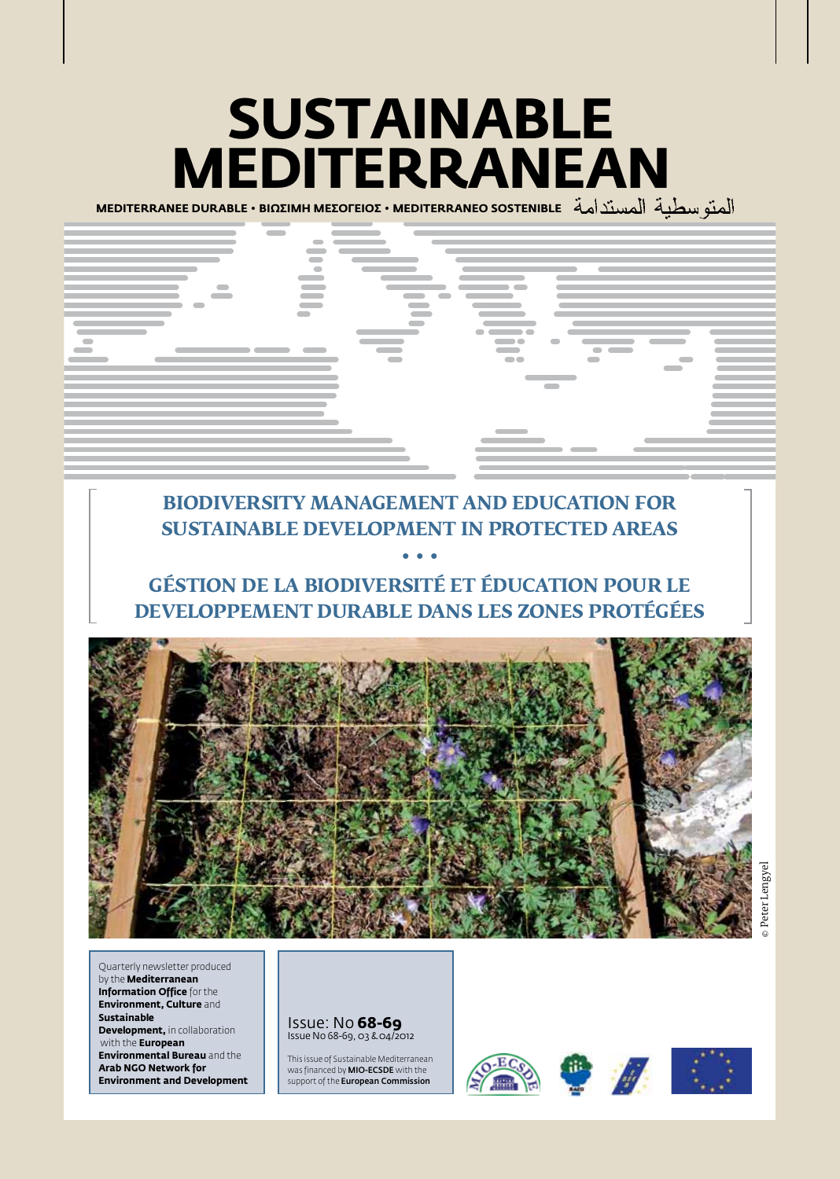# SUSTAINABLE MEDITERRANEAN

MEDITERRANEE DURABLE • ΒΙΩΣΙΜΗ ΜΕΣΟΓΕΙΟΣ • MEDITERRANEO SOSTENIBLE المتوسطية المستدامة

## BIODIVERSITY MANAGEMENT AND EDUCATION FOR SUSTAINABLE DEVELOPMENT IN PROTECTED AREAS

• • •

## GÉSTION DE LA BIODIVERSITÉ ET ÉDUCATION POUR LE DEVELOPPEMENT DURABLE DANS LES ZONES PROTÉGÉES

© Peter Lengyel

Quarterly newsletter produced by the **Mediterranean Information Office** for the **Environment, Culture** and **Sustainable Development,** in collaboration with the **European Environmental Bureau** and the **Arab NGO Network for Environment and Development**

Issue: No **68-69**
Issue No 68-69, 03 & 04/2012

This issue of Sustainable Mediterranean was financed by **MIO-ECSDE** with the support of the **European Commission**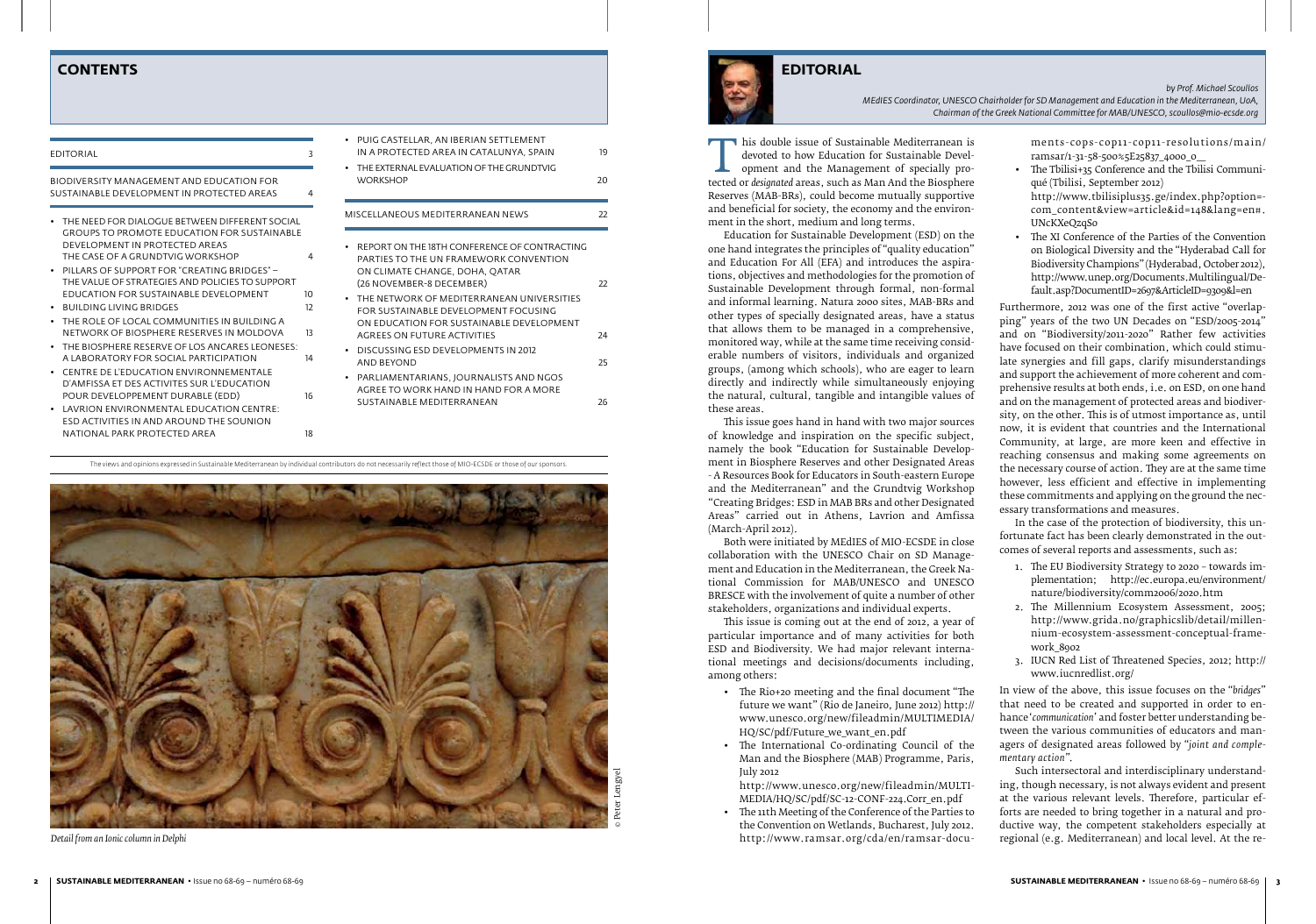# CONTENTS

| | |
|---|---|
| EDITORIAL | 3 |
| BIODIVERSITY MANAGEMENT AND EDUCATION FOR SUSTAINABLE DEVELOPMENT IN PROTECTED AREAS | 4 |

- THE NEED FOR DIALOGUE BETWEEN DIFFERENT SOCIAL GROUPS TO PROMOTE EDUCATION FOR SUSTAINABLE DEVELOPMENT IN PROTECTED AREAS THE CASE OF A GRUNDTVIG WORKSHOP — 4
- PILLARS OF SUPPORT FOR "CREATING BRIDGES" – THE VALUE OF STRATEGIES AND POLICIES TO SUPPORT EDUCATION FOR SUSTAINABLE DEVELOPMENT — 10
- BUILDING LIVING BRIDGES — 12
- THE ROLE OF LOCAL COMMUNITIES IN BUILDING A NETWORK OF BIOSPHERE RESERVES IN MOLDOVA — 13
- THE BIOSPHERE RESERVE OF LOS ANCARES LEONESES: A LABORATORY FOR SOCIAL PARTICIPATION — 14
- CENTRE DE L'EDUCATION ENVIRONNEMENTALE D'AMFISSA ET DES ACTIVITES SUR L'EDUCATION POUR DEVELOPPEMENT DURABLE (EDD) — 16
- LAVRION ENVIRONMENTAL EDUCATION CENTRE: ESD ACTIVITIES IN AND AROUND THE SOUNION NATIONAL PARK PROTECTED AREA — 18
- PUIG CASTELLAR, AN IBERIAN SETTLEMENT IN A PROTECTED AREA IN CATALUNYA, SPAIN — 19
- THE EXTERNAL EVALUATION OF THE GRUNDTVIG WORKSHOP — 20

| | |
|---|---|
| MISCELLANEOUS MEDITERRANEAN NEWS | 22 |

- REPORT ON THE 18TH CONFERENCE OF CONTRACTING PARTIES TO THE UN FRAMEWORK CONVENTION ON CLIMATE CHANGE, DOHA, QATAR (26 NOVEMBER-8 DECEMBER) — 22
- THE NETWORK OF MEDITERRANEAN UNIVERSITIES FOR SUSTAINABLE DEVELOPMENT FOCUSING ON EDUCATION FOR SUSTAINABLE DEVELOPMENT AGREES ON FUTURE ACTIVITIES — 24
- DISCUSSING ESD DEVELOPMENTS IN 2012 AND BEYOND — 25
- PARLIAMENTARIANS, JOURNALISTS AND NGOS AGREE TO WORK HAND IN HAND FOR A MORE SUSTAINABLE MEDITERRANEAN — 26

The views and opinions expressed in Sustainable Mediterranean by individual contributors do not necessarily reflect those of MIO-ECSDE or those of our sponsors.

© Peter Lengyel

*Detail from an Ionic column in Delphi*

# EDITORIAL

*by Prof. Michael Scoullos*
*MEdIES Coordinator, UNESCO Chairholder for SD Management and Education in the Mediterranean, UoA, Chairman of the Greek National Committee for MAB/UNESCO, scoullos@mio-ecsde.org*

This double issue of Sustainable Mediterranean is devoted to how Education for Sustainable Development and the Management of specially protected or *designated* areas, such as Man And the Biosphere Reserves (MAB-BRs), could become mutually supportive and beneficial for society, the economy and the environment in the short, medium and long terms.

Education for Sustainable Development (ESD) on the one hand integrates the principles of "quality education" and Education For All (EFA) and introduces the aspirations, objectives and methodologies for the promotion of Sustainable Development through formal, non-formal and informal learning. Natura 2000 sites, MAB-BRs and other types of specially designated areas, have a status that allows them to be managed in a comprehensive, monitored way, while at the same time receiving considerable numbers of visitors, individuals and organized groups, (among which schools), who are eager to learn directly and indirectly while simultaneously enjoying the natural, cultural, tangible and intangible values of these areas.

This issue goes hand in hand with two major sources of knowledge and inspiration on the specific subject, namely the book "Education for Sustainable Development in Biosphere Reserves and other Designated Areas - A Resources Book for Educators in South-eastern Europe and the Mediterranean" and the Grundtvig Workshop "Creating Bridges: ESD in MAB BRs and other Designated Areas" carried out in Athens, Lavrion and Amfissa (March-April 2012).

Both were initiated by MEdIES of MIO-ECSDE in close collaboration with the UNESCO Chair on SD Management and Education in the Mediterranean, the Greek National Commission for MAB/UNESCO and UNESCO BRESCE with the involvement of quite a number of other stakeholders, organizations and individual experts.

This issue is coming out at the end of 2012, a year of particular importance and of many activities for both ESD and Biodiversity. We had major relevant international meetings and decisions/documents including, among others:

- The Rio+20 meeting and the final document "The future we want" (Rio de Janeiro, June 2012) http://www.unesco.org/new/fileadmin/MULTIMEDIA/HQ/SC/pdf/Future_we_want_en.pdf
- The International Co-ordinating Council of the Man and the Biosphere (MAB) Programme, Paris, July 2012
  http://www.unesco.org/new/fileadmin/MULTIMEDIA/HQ/SC/pdf/SC-12-CONF-224.Corr_en.pdf
- The 11th Meeting of the Conference of the Parties to the Convention on Wetlands, Bucharest, July 2012. http://www.ramsar.org/cda/en/ramsar-documents-cops-cop11-cop11-resolutions/main/ramsar/1-31-58-500%5E25837_4000_0__
- The Tbilisi+35 Conference and the Tbilisi Communiqué (Tbilisi, September 2012)
  http://www.tbilisiplus35.ge/index.php?option=com_content&view=article&id=148&lang=en#.UNcKXeQzqSo
- The XI Conference of the Parties of the Convention on Biological Diversity and the "Hyderabad Call for Biodiversity Champions" (Hyderabad, October 2012), http://www.unep.org/Documents.Multilingual/Default.asp?DocumentID=2697&ArticleID=9309&l=en

Furthermore, 2012 was one of the first active "overlapping" years of the two UN Decades on "ESD/2005-2014" and on "Biodiversity/2011-2020" Rather few activities have focused on their combination, which could stimulate synergies and fill gaps, clarify misunderstandings and support the achievement of more coherent and comprehensive results at both ends, i.e. on ESD, on one hand and on the management of protected areas and biodiversity, on the other. This is of utmost importance as, until now, it is evident that countries and the International Community, at large, are more keen and effective in reaching consensus and making some agreements on the necessary course of action. They are at the same time however, less efficient and effective in implementing these commitments and applying on the ground the necessary transformations and measures.

In the case of the protection of biodiversity, this unfortunate fact has been clearly demonstrated in the outcomes of several reports and assessments, such as:

1. The EU Biodiversity Strategy to 2020 – towards implementation; http://ec.europa.eu/environment/nature/biodiversity/comm2006/2020.htm
2. The Millennium Ecosystem Assessment, 2005; http://www.grida.no/graphicslib/detail/millennium-ecosystem-assessment-conceptual-framework_8902
3. IUCN Red List of Threatened Species, 2012; http://www.iucnredlist.org/

In view of the above, this issue focuses on the "*bridges*" that need to be created and supported in order to enhance '*communication*' and foster better understanding between the various communities of educators and managers of designated areas followed by "*joint and complementary action*".

Such intersectoral and interdisciplinary understanding, though necessary, is not always evident and present at the various relevant levels. Therefore, particular efforts are needed to bring together in a natural and productive way, the competent stakeholders especially at regional (e.g. Mediterranean) and local level. At the re-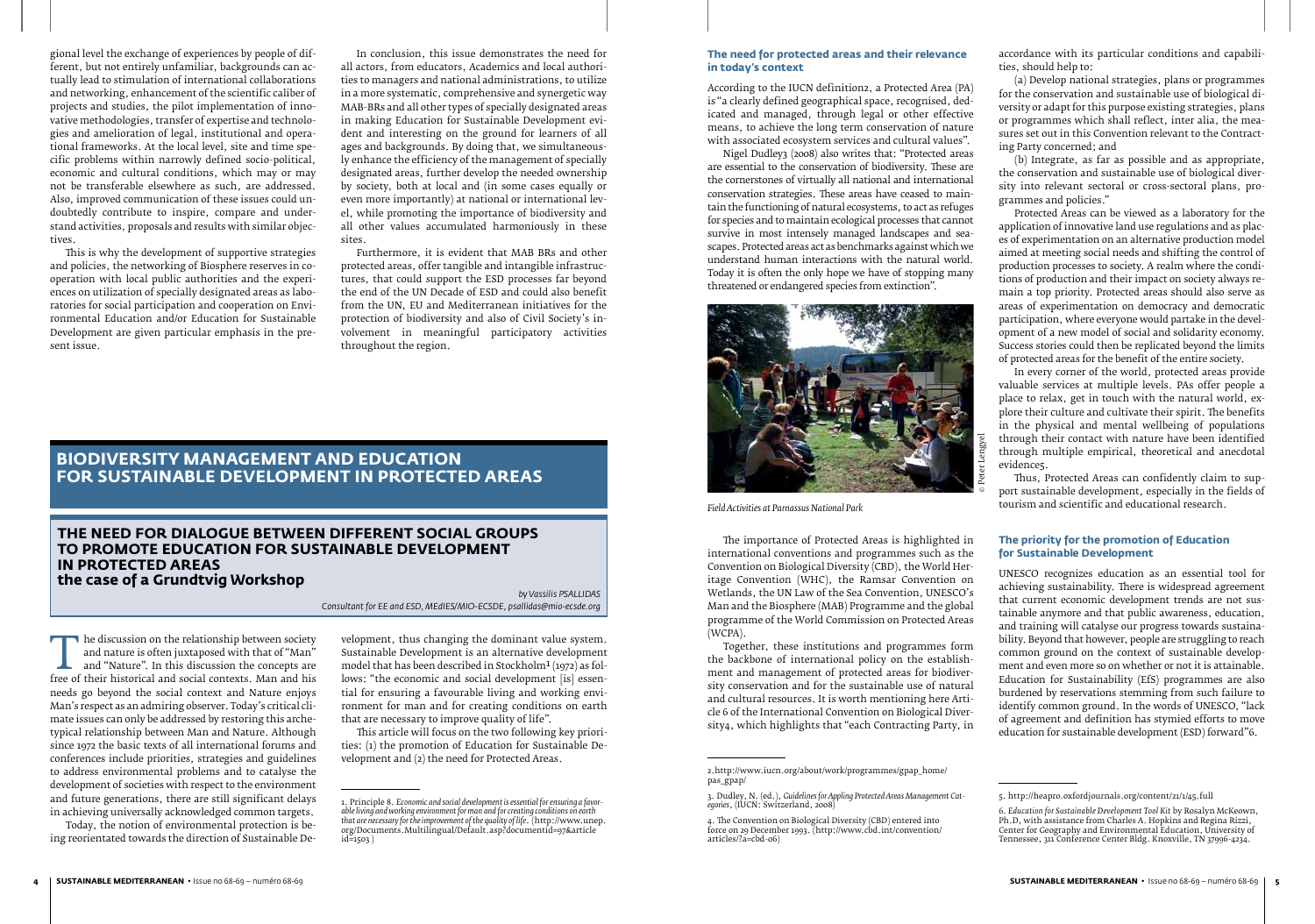gional level the exchange of experiences by people of different, but not entirely unfamiliar, backgrounds can actually lead to stimulation of international collaborations and networking, enhancement of the scientific caliber of projects and studies, the pilot implementation of innovative methodologies, transfer of expertise and technologies and amelioration of legal, institutional and operational frameworks. At the local level, site and time specific problems within narrowly defined socio-political, economic and cultural conditions, which may or may not be transferable elsewhere as such, are addressed. Also, improved communication of these issues could undoubtedly contribute to inspire, compare and understand activities, proposals and results with similar objectives.

This is why the development of supportive strategies and policies, the networking of Biosphere reserves in cooperation with local public authorities and the experiences on utilization of specially designated areas as laboratories for social participation and cooperation on Environmental Education and/or Education for Sustainable Development are given particular emphasis in the present issue.

In conclusion, this issue demonstrates the need for all actors, from educators, Academics and local authorities to managers and national administrations, to utilize in a more systematic, comprehensive and synergetic way MAB-BRs and all other types of specially designated areas in making Education for Sustainable Development evident and interesting on the ground for learners of all ages and backgrounds. By doing that, we simultaneously enhance the efficiency of the management of specially designated areas, further develop the needed ownership by society, both at local and (in some cases equally or even more importantly) at national or international level, while promoting the importance of biodiversity and all other values accumulated harmoniously in these sites.

Furthermore, it is evident that MAB BRs and other protected areas, offer tangible and intangible infrastructures, that could support the ESD processes far beyond the end of the UN Decade of ESD and could also benefit from the UN, EU and Mediterranean initiatives for the protection of biodiversity and also of Civil Society's involvement in meaningful participatory activities throughout the region.

# BIODIVERSITY MANAGEMENT AND EDUCATION FOR SUSTAINABLE DEVELOPMENT IN PROTECTED AREAS

## THE NEED FOR DIALOGUE BETWEEN DIFFERENT SOCIAL GROUPS TO PROMOTE EDUCATION FOR SUSTAINABLE DEVELOPMENT IN PROTECTED AREAS the case of a Grundtvig Workshop

*by Vassilis PSALLIDAS*
*Consultant for EE and ESD, MEdIES/MIO-ECSDE, psallidas@mio-ecsde.org*

The discussion on the relationship between society and nature is often juxtaposed with that of "Man" and "Nature". In this discussion the concepts are free of their historical and social contexts. Man and his needs go beyond the social context and Nature enjoys Man's respect as an admiring observer. Today's critical climate issues can only be addressed by restoring this archetypical relationship between Man and Nature. Although since 1972 the basic texts of all international forums and conferences include priorities, strategies and guidelines to address environmental problems and to catalyse the development of societies with respect to the environment and future generations, there are still significant delays in achieving universally acknowledged common targets.

Today, the notion of environmental protection is being reorientated towards the direction of Sustainable Development, thus changing the dominant value system. Sustainable Development is an alternative development model that has been described in Stockholm[1] (1972) as follows: "the economic and social development [is] essential for ensuring a favourable living and working environment for man and for creating conditions on earth that are necessary to improve quality of life".

This article will focus on the two following key priorities: (1) the promotion of Education for Sustainable Development and (2) the need for Protected Areas.

1. Principle 8. *Economic and social development is essential for ensuring a favorable living and working environment for man and for creating conditions on earth that are necessary for the improvement of the quality of life*. (http://www.unep.org/Documents.Multilingual/Default.asp?documentid=97&articleid=1503 )

### The need for protected areas and their relevance in today's context

According to the IUCN definition2, a Protected Area (PA) is "a clearly defined geographical space, recognised, dedicated and managed, through legal or other effective means, to achieve the long term conservation of nature with associated ecosystem services and cultural values".

Nigel Dudley3 (2008) also writes that: "Protected areas are essential to the conservation of biodiversity. These are the cornerstones of virtually all national and international conservation strategies. These areas have ceased to maintain the functioning of natural ecosystems, to act as refuges for species and to maintain ecological processes that cannot survive in most intensely managed landscapes and seascapes. Protected areas act as benchmarks against which we understand human interactions with the natural world. Today it is often the only hope we have of stopping many threatened or endangered species from extinction".

*Field Activities at Parnassus National Park*

© Peter Lengyel

The importance of Protected Areas is highlighted in international conventions and programmes such as the Convention on Biological Diversity (CBD), the World Heritage Convention (WHC), the Ramsar Convention on Wetlands, the UN Law of the Sea Convention, UNESCO's Man and the Biosphere (MAB) Programme and the global programme of the World Commission on Protected Areas (WCPA).

Together, these institutions and programmes form the backbone of international policy on the establishment and management of protected areas for biodiversity conservation and for the sustainable use of natural and cultural resources. It is worth mentioning here Article 6 of the International Convention on Biological Diversity4, which highlights that "each Contracting Party, in accordance with its particular conditions and capabilities, should help to:

(a) Develop national strategies, plans or programmes for the conservation and sustainable use of biological diversity or adapt for this purpose existing strategies, plans or programmes which shall reflect, inter alia, the measures set out in this Convention relevant to the Contracting Party concerned; and

(b) Integrate, as far as possible and as appropriate, the conservation and sustainable use of biological diversity into relevant sectoral or cross-sectoral plans, programmes and policies."

Protected Areas can be viewed as a laboratory for the application of innovative land use regulations and as places of experimentation on an alternative production model aimed at meeting social needs and shifting the control of production processes to society. A realm where the conditions of production and their impact on society always remain a top priority. Protected areas should also serve as areas of experimentation on democracy and democratic participation, where everyone would partake in the development of a new model of social and solidarity economy. Success stories could then be replicated beyond the limits of protected areas for the benefit of the entire society.

In every corner of the world, protected areas provide valuable services at multiple levels. PAs offer people a place to relax, get in touch with the natural world, explore their culture and cultivate their spirit. The benefits in the physical and mental wellbeing of populations through their contact with nature have been identified through multiple empirical, theoretical and anecdotal evidence5.

Thus, Protected Areas can confidently claim to support sustainable development, especially in the fields of tourism and scientific and educational research.

### The priority for the promotion of Education for Sustainable Development

UNESCO recognizes education as an essential tool for achieving sustainability. There is widespread agreement that current economic development trends are not sustainable anymore and that public awareness, education, and training will catalyse our progress towards sustainability. Beyond that however, people are struggling to reach common ground on the context of sustainable development and even more so on whether or not it is attainable. Education for Sustainability (EfS) programmes are also burdened by reservations stemming from such failure to identify common ground. In the words of UNESCO, "lack of agreement and definition has stymied efforts to move education for sustainable development (ESD) forward"6.

2. http://www.iucn.org/about/work/programmes/gpap_home/pas_gpap/

3. Dudley, N. (ed.), *Guidelines for Appling Protected Areas Management Categories*, (IUCN: Switzerland, 2008)

4. The Convention on Biological Diversity (CBD) entered into force on 29 December 1993. (http://www.cbd.int/convention/articles/?a=cbd-06)

5. http://heapro.oxfordjournals.org/content/21/1/45.full

6. *Education for Sustainable Development Tool Kit* by Rosalyn McKeown, Ph.D, with assistance from Charles A. Hopkins and Regina Rizzi, Center for Geography and Environmental Education, University of Tennessee, 311 Conference Center Bldg. Knoxville, TN 37996-4234.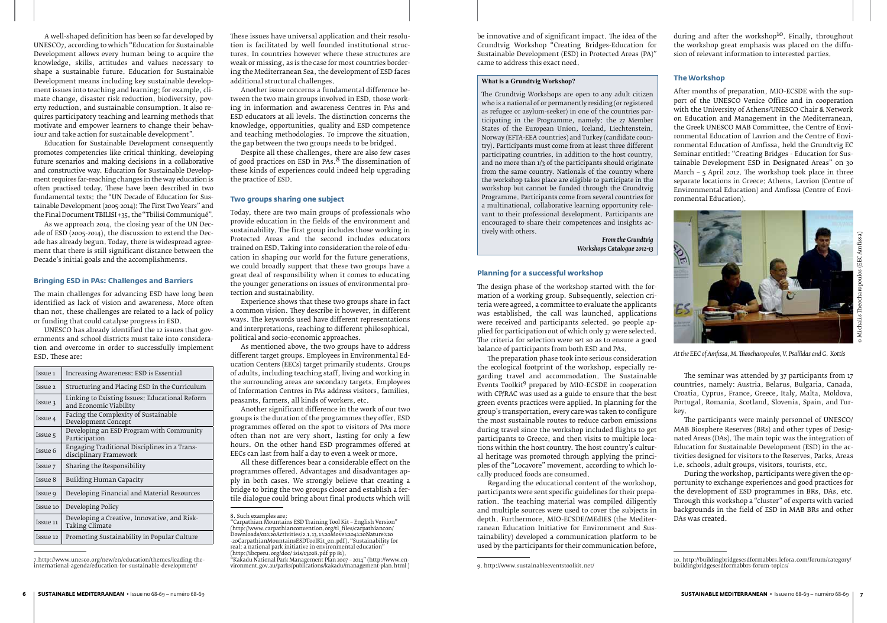A well-shaped definition has been so far developed by UNESCO[7], according to which "Education for Sustainable Development allows every human being to acquire the knowledge, skills, attitudes and values necessary to shape a sustainable future. Education for Sustainable Development means including key sustainable development issues into teaching and learning; for example, climate change, disaster risk reduction, biodiversity, poverty reduction, and sustainable consumption. It also requires participatory teaching and learning methods that motivate and empower learners to change their behaviour and take action for sustainable development".

Education for Sustainable Development consequently promotes competencies like critical thinking, developing future scenarios and making decisions in a collaborative and constructive way. Education for Sustainable Development requires far-reaching changes in the way education is often practised today. These have been described in two fundamental texts: the "UN Decade of Education for Sustainable Development (2005-2014): The First Two Years" and the Final Document TBILISI +35, the "Tbilisi Communiqué".

As we approach 2014, the closing year of the UN Decade of ESD (2005-2014), the discussion to extend the Decade has already begun. Today, there is widespread agreement that there is still significant distance between the Decade's initial goals and the accomplishments.

## Bringing ESD in PAs: Challenges and Barriers

The main challenges for advancing ESD have long been identified as lack of vision and awareness. More often than not, these challenges are related to a lack of policy or funding that could catalyse progress in ESD.

UNESCO has already identified the 12 issues that governments and school districts must take into consideration and overcome in order to successfully implement ESD. These are:

| | |
|---|---|
| Issue 1 | Increasing Awareness: ESD is Essential |
| Issue 2 | Structuring and Placing ESD in the Curriculum |
| Issue 3 | Linking to Existing Issues: Educational Reform and Economic Viability |
| Issue 4 | Facing the Complexity of Sustainable Development Concept |
| Issue 5 | Developing an ESD Program with Community Participation |
| Issue 6 | Engaging Traditional Disciplines in a Transdisciplinary Framework |
| Issue 7 | Sharing the Responsibility |
| Issue 8 | Building Human Capacity |
| Issue 9 | Developing Financial and Material Resources |
| Issue 10 | Developing Policy |
| Issue 11 | Developing a Creative, Innovative, and Risk-Taking Climate |
| Issue 12 | Promoting Sustainability in Popular Culture |

These issues have universal application and their resolution is facilitated by well founded institutional structures. In countries however where these structures are weak or missing, as is the case for most countries bordering the Mediterranean Sea, the development of ESD faces additional structural challenges.

Another issue concerns a fundamental difference between the two main groups involved in ESD, those working in information and awareness Centres in PAs and ESD educators at all levels. The distinction concerns the knowledge, opportunities, quality and ESD competence and teaching methodologies. To improve the situation, the gap between the two groups needs to be bridged.

Despite all these challenges, there are also few cases of good practices on ESD in PAs.[8] The dissemination of these kinds of experiences could indeed help upgrading the practice of ESD.

## Two groups sharing one subject

Today, there are two main groups of professionals who provide education in the fields of the environment and sustainability. The first group includes those working in Protected Areas and the second includes educators trained on ESD. Taking into consideration the role of education in shaping our world for the future generations, we could broadly support that these two groups have a great deal of responsibility when it comes to educating the younger generations on issues of environmental protection and sustainability.

Experience shows that these two groups share in fact a common vision. They describe it however, in different ways. The keywords used have different representations and interpretations, reaching to different philosophical, political and socio-economic approaches.

As mentioned above, the two groups have to address different target groups. Employees in Environmental Education Centers (EECs) target primarily students. Groups of adults, including teaching staff, living and working in the surrounding areas are secondary targets. Employees of Information Centres in PAs address visitors, families, peasants, farmers, all kinds of workers, etc.

Another significant difference in the work of our two groups is the duration of the programmes they offer. ESD programmes offered on the spot to visitors of PAs more often than not are very short, lasting for only a few hours. On the other hand ESD programmes offered at EECs can last from half a day to even a week or more.

All these differences bear a considerable effect on the programmes offered. Advantages and disadvantages apply in both cases. We strongly believe that creating a bridge to bring the two groups closer and establish a fertile dialogue could bring about final products which will be innovative and of significant impact. The idea of the Grundtvig Workshop "Creating Bridges-Education for Sustainable Development (ESD) in Protected Areas (PA)" came to address this exact need.

> **What is a Grundtvig Workshop?**
>
> The Grundtvig Workshops are open to any adult citizen who is a national of or permanently residing (or registered as refugee or asylum-seeker) in one of the countries participating in the Programme, namely: the 27 Member States of the European Union, Iceland, Liechtenstein, Norway (EFTA-EEA countries) and Turkey (candidate country). Participants must come from at least three different participating countries, in addition to the host country, and no more than 1/3 of the participants should originate from the same country. Nationals of the country where the workshop takes place are eligible to participate in the workshop but cannot be funded through the Grundtvig Programme. Participants come from several countries for a multinational, collaborative learning opportunity relevant to their professional development. Participants are encouraged to share their competences and insights actively with others.
>
> ***From the Grundtvig Workshops Catalogue 2012-13***

## Planning for a successful workshop

The design phase of the workshop started with the formation of a working group. Subsequently, selection criteria were agreed, a committee to evaluate the applicants was established, the call was launched, applications were received and participants selected. 90 people applied for participation out of which only 37 were selected. The criteria for selection were set so as to ensure a good balance of participants from both ESD and PAs.

The preparation phase took into serious consideration the ecological footprint of the workshop, especially regarding travel and accommodation. The Sustainable Events Toolkit[9] prepared by MIO-ECSDE in cooperation with CP/RAC was used as a guide to ensure that the best green events practices were applied. In planning for the group's transportation, every care was taken to configure the most sustainable routes to reduce carbon emissions during travel since the workshop included flights to get participants to Greece, and then visits to multiple locations within the host country. The host country's cultural heritage was promoted through applying the principles of the "Locavore" movement, according to which locally produced foods are consumed.

Regarding the educational content of the workshop, participants were sent specific guidelines for their preparation. The teaching material was compiled diligently and multiple sources were used to cover the subjects in depth. Furthermore, MIO-ECSDE/MEdIES (the Mediterranean Education Initiative for Environment and Sustainability) developed a communication platform to be used by the participants for their communication before, during and after the workshop[10]. Finally, throughout the workshop great emphasis was placed on the diffusion of relevant information to interested parties.

## The Workshop

After months of preparation, MIO-ECSDE with the support of the UNESCO Venice Office and in cooperation with the University of Athens/UNESCO Chair & Network on Education and Management in the Mediterranean, the Greek UNESCO MAB Committee, the Centre of Environmental Education of Lavrion and the Centre of Environmental Education of Amfissa, held the Grundtvig EC Seminar entitled: "Creating Bridges - Education for Sustainable Development ESD in Designated Areas" on 30 March – 5 April 2012. The workshop took place in three separate locations in Greece: Athens, Lavrion (Centre of Environmental Education) and Amfissa (Centre of Environmental Education).

© Michalis Theocharopoulos (EEC Amfissa)

*At the EEC of Amfissa, M. Theocharopoulos, V. Psallidas and G. Kottis*

The seminar was attended by 37 participants from 17 countries, namely: Austria, Belarus, Bulgaria, Canada, Croatia, Cyprus, France, Greece, Italy, Malta, Moldova, Portugal, Romania, Scotland, Slovenia, Spain, and Turkey.

The participants were mainly personnel of UNESCO/MAB Biosphere Reserves (BRs) and other types of Designated Areas (DAs). The main topic was the integration of Education for Sustainable Development (ESD) in the activities designed for visitors to the Reserves, Parks, Areas i.e. schools, adult groups, visitors, tourists, etc.

During the workshop, participants were given the opportunity to exchange experiences and good practices for the development of ESD programmes in BRs, DAs, etc. Through this workshop a "cluster" of experts with varied backgrounds in the field of ESD in MAB BRs and other DAs was created.

---

7. http://www.unesco.org/new/en/education/themes/leading-the-international-agenda/education-for-sustainable-development/

8. Such examples are:
"Carpathian Mountains ESD Training Tool Kit – English Version" (http://www.carpathianconvention.org/tl_files/carpathiancon/Downloads/02%20Activities/2.1.13.1%20Move%204%20Nature%20-20CarpathianMountainsESDToolKit_en.pdf), "Sustainability for real: a national park initiative in environmental education" (http://ibcperu.org/doc/ isis/13028.pdf pp 81),
"Kakadu National Park Management Plan 2007 – 2014" (http://www.environment.gov.au/parks/publications/kakadu/management-plan.html )

9. http://www.sustainableeventstoolkit.net/

10. http://buildingbridgesesdformabbrs.lefora.com/forum/category/buildingbridgesesdformabbrs-forum-topics/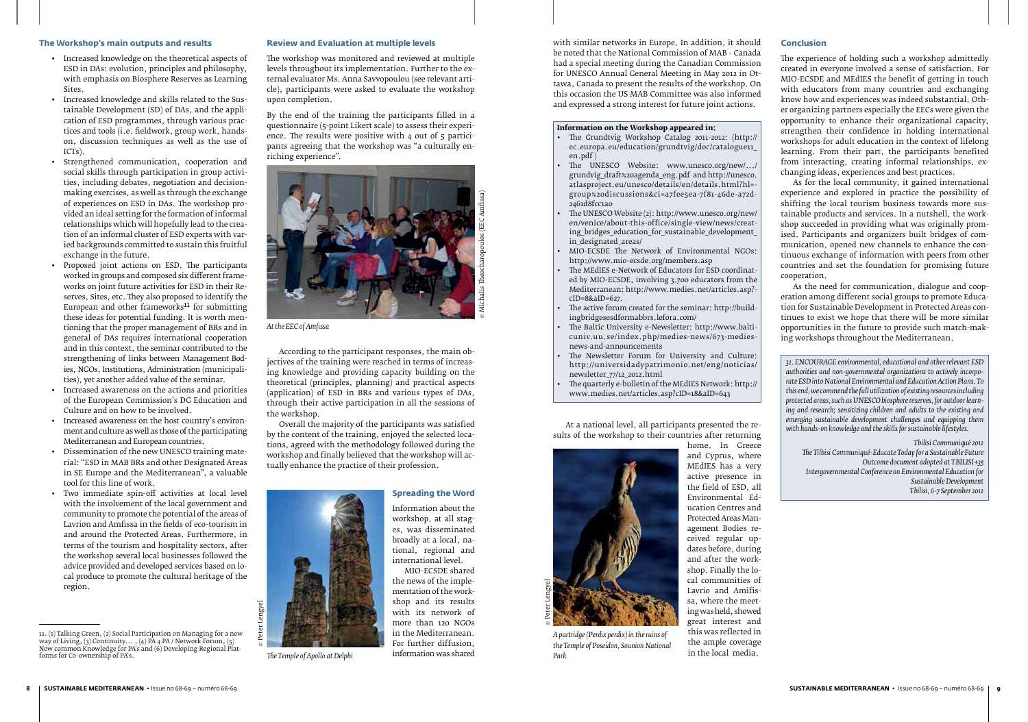### The Workshop's main outputs and results

- Increased knowledge on the theoretical aspects of ESD in DAs: evolution, principles and philosophy, with emphasis on Biosphere Reserves as Learning Sites.
- Increased knowledge and skills related to the Sustainable Development (SD) of DAs, and the application of ESD programmes, through various practices and tools (i.e. fieldwork, group work, hands-on, discussion techniques as well as the use of ICTs).
- Strengthened communication, cooperation and social skills through participation in group activities, including debates, negotiation and decision-making exercises, as well as through the exchange of experiences on ESD in DAs. The workshop provided an ideal setting for the formation of informal relationships which will hopefully lead to the creation of an informal cluster of ESD experts with varied backgrounds committed to sustain this fruitful exchange in the future.
- Proposed joint actions on ESD. The participants worked in groups and composed six different frameworks on joint future activities for ESD in their Reserves, Sites, etc. They also proposed to identify the European and other frameworks[11] for submitting these ideas for potential funding. It is worth mentioning that the proper management of BRs and in general of DAs requires international cooperation and in this context, the seminar contributed to the strengthening of links between Management Bodies, NGOs, Institutions, Administration (municipalities), yet another added value of the seminar.
- Increased awareness on the actions and priorities of the European Commission's DG Education and Culture and on how to be involved.
- Increased awareness on the host country's environment and culture as well as those of the participating Mediterranean and European countries.
- Dissemination of the new UNESCO training material: "ESD in MAB BRs and other Designated Areas in SE Europe and the Mediterranean", a valuable tool for this line of work.
- Two immediate spin-off activities at local level with the involvement of the local government and community to promote the potential of the areas of Lavrion and Amfissa in the fields of eco-tourism in and around the Protected Areas. Furthermore, in terms of the tourism and hospitality sectors, after the workshop several local businesses followed the advice provided and developed services based on local produce to promote the cultural heritage of the region.

11. (1) Talking Green, (2) Social Participation on Managing for a new way of Living, (3) Continuity… , (4) PA 4 PA / Network Forum, (5) New common Knowledge for PA's and (6) Developing Regional Platforms for Co-ownership of PA's.

### Review and Evaluation at multiple levels

The workshop was monitored and reviewed at multiple levels throughout its implementation. Further to the external evaluator Ms. Anna Savvopoulou (see relevant article), participants were asked to evaluate the workshop upon completion.

By the end of the training the participants filled in a questionnaire (5-point Likert scale) to assess their experience. The results were positive with 4 out of 5 participants agreeing that the workshop was "a culturally enriching experience".

© Michalis Theocharopoulos (EEC Amfissa)

*At the EEC of Amfissa*

According to the participant responses, the main objectives of the training were reached in terms of increasing knowledge and providing capacity building on the theoretical (principles, planning) and practical aspects (application) of ESD in BRs and various types of DAs, through their active participation in all the sessions of the workshop.

Overall the majority of the participants was satisfied by the content of the training, enjoyed the selected locations, agreed with the methodology followed during the workshop and finally believed that the workshop will actually enhance the practice of their profession.

© Peter Lengyel

*The Temple of Apollo at Delphi*

### Spreading the Word

Information about the workshop, at all stages, was disseminated broadly at a local, national, regional and international level.

MIO-ECSDE shared the news of the implementation of the workshop and its results with its network of more than 120 NGOs in the Mediterranean. For further diffusion, information was shared with similar networks in Europe. In addition, it should be noted that the National Commission of MAB - Canada had a special meeting during the Canadian Commission for UNESCO Annual General Meeting in May 2012 in Ottawa, Canada to present the results of the workshop. On this occasion the US MAB Committee was also informed and expressed a strong interest for future joint actions.

**Information on the Workshop appeared in:**

- The Grundtvig Workshop Catalog 2011-2012: (http://ec.europa.eu/education/grundtvig/doc/catalogue11_en.pdf )
- The UNESCO Website: www.unesco.org/new/…/grundvig_draft%20agenda_eng.pdf and http://unesco.atlasproject.eu/unesco/details/en/details.html?hl=group%20discussions&ci=a7fee5ea-7f81-46de-a72d-2461d8fcc1a0
- The UNESCO Website (2): http://www.unesco.org/new/en/venice/about-this-office/single-view/news/creating_bridges_education_for_sustainable_development_in_designated_areas/
- MIO-ECSDE The Network of Environmental NGOs: http://www.mio-ecsde.org/members.asp
- The MEdIES e-Network of Educators for ESD coordinated by MIO-ECSDE, involving 3.700 educators from the Mediterranean: http://www.medies.net/articles.asp?cID=8&aID=627.
- The active forum created for the seminar: http://buildingbridgesedsformabbrs.lefora.com/
- The Baltic University e-Newsletter: http://www.balticuniv.uu.se/index.php/medies-news/673-medies-news-and-announcements
- The Newsletter Forum for University and Culture: http://universidadypatrimonio.net/eng/noticias/newsletter_77/12_2012.html
- The quarterly e-bulletin of the MEdIES Network: http://www.medies.net/articles.asp?cID=18&aID=643

At a national level, all participants presented the results of the workshop to their countries after returning home. In Greece and Cyprus, where MEdIES has a very active presence in the field of ESD, all Environmental Education Centres and Protected Areas Management Bodies received regular updates before, during and after the workshop. Finally the local communities of Lavrio and Amifissa, where the meeting was held, showed great interest and this was reflected in the ample coverage in the local media.

© Peter Lengyel

*A partridge (Perdix perdix) in the ruins of the Temple of Poseidon, Sounion National Park*

### Conclusion

The experience of holding such a workshop admittedly created in everyone involved a sense of satisfaction. For MIO-ECSDE and MEdIES the benefit of getting in touch with educators from many countries and exchanging know how and experiences was indeed substantial. Other organizing partners especially the EECs were given the opportunity to enhance their organizational capacity, strengthen their confidence in holding international workshops for adult education in the context of lifelong learning. From their part, the participants benefited from interacting, creating informal relationships, exchanging ideas, experiences and best practices.

As for the local community, it gained international experience and explored in practice the possibility of shifting the local tourism business towards more sustainable products and services. In a nutshell, the workshop succeeded in providing what was originally promised. Participants and organizers built bridges of communication, opened new channels to enhance the continuous exchange of information with peers from other countries and set the foundation for promising future cooperation.

As the need for communication, dialogue and cooperation among different social groups to promote Education for Sustainable Development in Protected Areas continues to exist we hope that there will be more similar opportunities in the future to provide such match-making workshops throughout the Mediterranean.

*32. ENCOURAGE environmental, educational and other relevant ESD authorities and non-governmental organizations to actively incorporate ESD into National Environmental and Education Action Plans. To this end, we commend the full utilization of existing resources including protected areas, such as UNESCO biosphere reserves, for outdoor learning and research; sensitizing children and adults to the existing and emerging sustainable development challenges and equipping them with hands-on knowledge and the skills for sustainable lifestyles.*

*Tbilisi Communiqué 2012*
*The Tilbisi Communiqué-Educate Today for a Sustainable Future*
*Outcome document adopted at TBILISI+35*
*Intergovernmental Conference on Environmental Education for Sustainable Development*
*Tbilisi, 6-7 September 2012*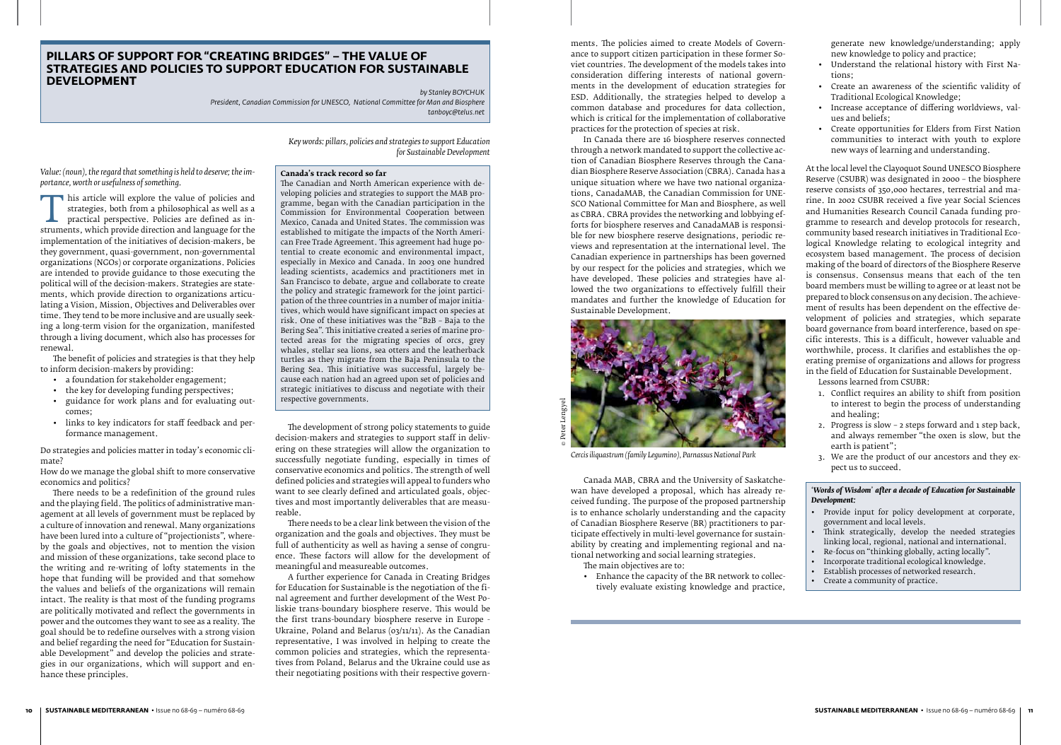# PILLARS OF SUPPORT FOR "CREATING BRIDGES" – THE VALUE OF STRATEGIES AND POLICIES TO SUPPORT EDUCATION FOR SUSTAINABLE DEVELOPMENT

*by Stanley BOYCHUK*
*President, Canadian Commission for UNESCO, National Committee for Man and Biosphere*
*tanboyc@telus.net*

*Key words: pillars, policies and strategies to support Education for Sustainable Development*

*Value: (noun), the regard that something is held to deserve; the importance, worth or usefulness of something.*

This article will explore the value of policies and strategies, both from a philosophical as well as a practical perspective. Policies are defined as instruments, which provide direction and language for the implementation of the initiatives of decision-makers, be they government, quasi-government, non-governmental organizations (NGOs) or corporate organizations. Policies are intended to provide guidance to those executing the political will of the decision-makers. Strategies are statements, which provide direction to organizations articulating a Vision, Mission, Objectives and Deliverables over time. They tend to be more inclusive and are usually seeking a long-term vision for the organization, manifested through a living document, which also has processes for renewal.

The benefit of policies and strategies is that they help to inform decision-makers by providing:

- a foundation for stakeholder engagement;
- the key for developing funding perspectives;
- guidance for work plans and for evaluating outcomes;
- links to key indicators for staff feedback and performance management.

Do strategies and policies matter in today's economic climate?

How do we manage the global shift to more conservative economics and politics?

There needs to be a redefinition of the ground rules and the playing field. The politics of administrative management at all levels of government must be replaced by a culture of innovation and renewal. Many organizations have been lured into a culture of "projectionists", whereby the goals and objectives, not to mention the vision and mission of these organizations, take second place to the writing and re-writing of lofty statements in the hope that funding will be provided and that somehow the values and beliefs of the organizations will remain intact. The reality is that most of the funding programs are politically motivated and reflect the governments in power and the outcomes they want to see as a reality. The goal should be to redefine ourselves with a strong vision and belief regarding the need for "Education for Sustainable Development" and develop the policies and strategies in our organizations, which will support and enhance these principles.

**Canada's track record so far**

The Canadian and North American experience with developing policies and strategies to support the MAB programme, began with the Canadian participation in the Commission for Environmental Cooperation between Mexico, Canada and United States. The commission was established to mitigate the impacts of the North American Free Trade Agreement. This agreement had huge potential to create economic and environmental impact, especially in Mexico and Canada. In 2003 one hundred leading scientists, academics and practitioners met in San Francisco to debate, argue and collaborate to create the policy and strategic framework for the joint participation of the three countries in a number of major initiatives, which would have significant impact on species at risk. One of these initiatives was the "B2B – Baja to the Bering Sea". This initiative created a series of marine protected areas for the migrating species of orcs, grey whales, stellar sea lions, sea otters and the leatherback turtles as they migrate from the Baja Peninsula to the Bering Sea. This initiative was successful, largely because each nation had an agreed upon set of policies and strategic initiatives to discuss and negotiate with their respective governments.

The development of strong policy statements to guide decision-makers and strategies to support staff in delivering on these strategies will allow the organization to successfully negotiate funding, especially in times of conservative economics and politics. The strength of well defined policies and strategies will appeal to funders who want to see clearly defined and articulated goals, objectives and most importantly deliverables that are measureable.

There needs to be a clear link between the vision of the organization and the goals and objectives. They must be full of authenticity as well as having a sense of congruence. These factors will allow for the development of meaningful and measureable outcomes.

A further experience for Canada in Creating Bridges for Education for Sustainable is the negotiation of the final agreement and further development of the West Poliskie trans-boundary biosphere reserve. This would be the first trans-boundary biosphere reserve in Europe - Ukraine, Poland and Belarus (03/11/11). As the Canadian representative, I was involved in helping to create the common policies and strategies, which the representatives from Poland, Belarus and the Ukraine could use as their negotiating positions with their respective governments. The policies aimed to create Models of Governance to support citizen participation in these former Soviet countries. The development of the models takes into consideration differing interests of national governments in the development of education strategies for ESD. Additionally, the strategies helped to develop a common database and procedures for data collection, which is critical for the implementation of collaborative practices for the protection of species at risk.

In Canada there are 16 biosphere reserves connected through a network mandated to support the collective action of Canadian Biosphere Reserves through the Canadian Biosphere Reserve Association (CBRA). Canada has a unique situation where we have two national organizations, CanadaMAB, the Canadian Commission for UNESCO National Committee for Man and Biosphere, as well as CBRA. CBRA provides the networking and lobbying efforts for biosphere reserves and CanadaMAB is responsible for new biosphere reserve designations, periodic reviews and representation at the international level. The Canadian experience in partnerships has been governed by our respect for the policies and strategies, which we have developed. These policies and strategies have allowed the two organizations to effectively fulfill their mandates and further the knowledge of Education for Sustainable Development.

© Peter Lengyel

*Cercis iliquastrum (family Legumino), Parnassus National Park*

Canada MAB, CBRA and the University of Saskatchewan have developed a proposal, which has already received funding. The purpose of the proposed partnership is to enhance scholarly understanding and the capacity of Canadian Biosphere Reserve (BR) practitioners to participate effectively in multi-level governance for sustainability by creating and implementing regional and national networking and social learning strategies.

The main objectives are to:

- Enhance the capacity of the BR network to collectively evaluate existing knowledge and practice, generate new knowledge/understanding; apply new knowledge to policy and practice;
- Understand the relational history with First Nations;
- Create an awareness of the scientific validity of Traditional Ecological Knowledge;
- Increase acceptance of differing worldviews, values and beliefs;
- Create opportunities for Elders from First Nation communities to interact with youth to explore new ways of learning and understanding.

At the local level the Clayoquot Sound UNESCO Biosphere Reserve (CSUBR) was designated in 2000 – the biosphere reserve consists of 350,000 hectares, terrestrial and marine. In 2002 CSUBR received a five year Social Sciences and Humanities Research Council Canada funding programme to research and develop protocols for research, community based research initiatives in Traditional Ecological Knowledge relating to ecological integrity and ecosystem based management. The process of decision making of the board of directors of the Biosphere Reserve is consensus. Consensus means that each of the ten board members must be willing to agree or at least not be prepared to block consensus on any decision. The achievement of results has been dependent on the effective development of policies and strategies, which separate board governance from board interference, based on specific interests. This is a difficult, however valuable and worthwhile, process. It clarifies and establishes the operating premise of organizations and allows for progress in the field of Education for Sustainable Development.

Lessons learned from CSUBR:

1. Conflict requires an ability to shift from position to interest to begin the process of understanding and healing;
2. Progress is slow – 2 steps forward and 1 step back, and always remember "the oxen is slow, but the earth is patient";
3. We are the product of our ancestors and they expect us to succeed.

***'Words of Wisdom' after a decade of Education for Sustainable Development:***

- Provide input for policy development at corporate, government and local levels.
- Think strategically, develop the needed strategies linking local, regional, national and international.
- Re-focus on "thinking globally, acting locally".
- Incorporate traditional ecological knowledge.
- Establish processes of networked research.
- Create a community of practice.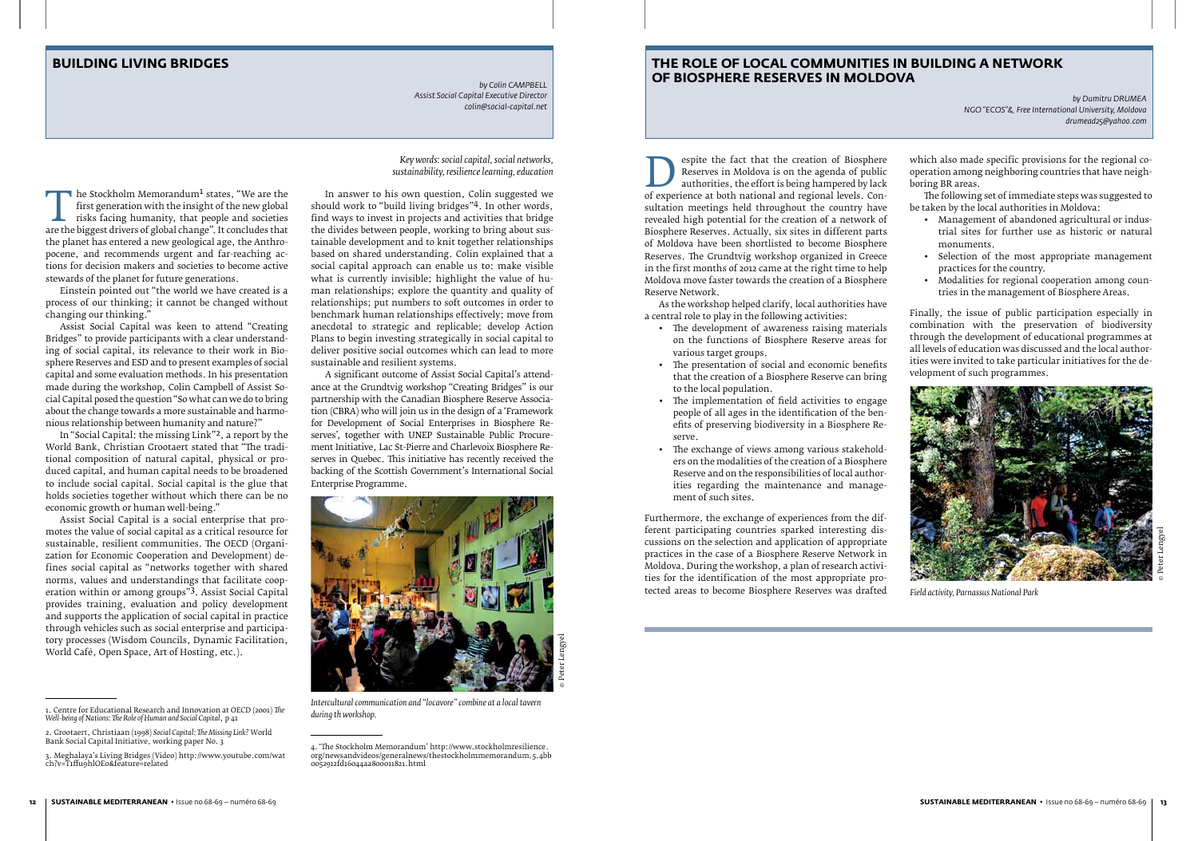# BUILDING LIVING BRIDGES

*by Colin CAMPBELL*
*Assist Social Capital Executive Director*
*colin@social-capital.net*

*Key words: social capital, social networks, sustainability, resilience learning, education*

The Stockholm Memorandum[1] states, "We are the first generation with the insight of the new global risks facing humanity, that people and societies are the biggest drivers of global change". It concludes that the planet has entered a new geological age, the Anthropocene, and recommends urgent and far-reaching actions for decision makers and societies to become active stewards of the planet for future generations.

Einstein pointed out "the world we have created is a process of our thinking; it cannot be changed without changing our thinking."

Assist Social Capital was keen to attend "Creating Bridges" to provide participants with a clear understanding of social capital, its relevance to their work in Biosphere Reserves and ESD and to present examples of social capital and some evaluation methods. In his presentation made during the workshop, Colin Campbell of Assist Social Capital posed the question "So what can we do to bring about the change towards a more sustainable and harmonious relationship between humanity and nature?"

In "Social Capital: the missing Link"[2], a report by the World Bank, Christian Grootaert stated that "The traditional composition of natural capital, physical or produced capital, and human capital needs to be broadened to include social capital. Social capital is the glue that holds societies together without which there can be no economic growth or human well-being."

Assist Social Capital is a social enterprise that promotes the value of social capital as a critical resource for sustainable, resilient communities. The OECD (Organization for Economic Cooperation and Development) defines social capital as "networks together with shared norms, values and understandings that facilitate cooperation within or among groups"[3]. Assist Social Capital provides training, evaluation and policy development and supports the application of social capital in practice through vehicles such as social enterprise and participatory processes (Wisdom Councils, Dynamic Facilitation, World Café, Open Space, Art of Hosting, etc.).

In answer to his own question, Colin suggested we should work to "build living bridges"[4]. In other words, find ways to invest in projects and activities that bridge the divides between people, working to bring about sustainable development and to knit together relationships based on shared understanding. Colin explained that a social capital approach can enable us to: make visible what is currently invisible; highlight the value of human relationships; explore the quantity and quality of relationships; put numbers to soft outcomes in order to benchmark human relationships effectively; move from anecdotal to strategic and replicable; develop Action Plans to begin investing strategically in social capital to deliver positive social outcomes which can lead to more sustainable and resilient systems.

A significant outcome of Assist Social Capital's attendance at the Grundtvig workshop "Creating Bridges" is our partnership with the Canadian Biosphere Reserve Association (CBRA) who will join us in the design of a 'Framework for Development of Social Enterprises in Biosphere Reserves', together with UNEP Sustainable Public Procurement Initiative, Lac St-Pierre and Charlevoix Biosphere Reserves in Quebec. This initiative has recently received the backing of the Scottish Government's International Social Enterprise Programme.

*Intercultural communication and "locavore" combine at a local tavern during th workshop.*

© Peter Lengyel

1. Centre for Educational Research and Innovation at OECD (2001) *The Well-being of Nations: The Role of Human and Social Capital*, p 41

2. Grootaert, Christiaan (1998) *Social Capital: The Missing Link?* World Bank Social Capital Initiative, working paper No. 3

3. Meghalaya's Living Bridges (Video) http://www.youtube.com/wat ch?v=T1ffu9hlOE0&feature=related

4. 'The Stockholm Memorandum' http://www.stockholmresilience.org/newsandvideos/generalnews/thestockholmmemorandum.5.4bb0052912fd16044aa800011821.html

# THE ROLE OF LOCAL COMMUNITIES IN BUILDING A NETWORK OF BIOSPHERE RESERVES IN MOLDOVA

*by Dumitru DRUMEA*
*NGO "ECOS"& Free International University, Moldova*
*drumead25@yahoo.com*

Despite the fact that the creation of Biosphere Reserves in Moldova is on the agenda of public authorities, the effort is being hampered by lack of experience at both national and regional levels. Consultation meetings held throughout the country have revealed high potential for the creation of a network of Biosphere Reserves. Actually, six sites in different parts of Moldova have been shortlisted to become Biosphere Reserves. The Grundtvig workshop organized in Greece in the first months of 2012 came at the right time to help Moldova move faster towards the creation of a Biosphere Reserve Network.

As the workshop helped clarify, local authorities have a central role to play in the following activities:

- The development of awareness raising materials on the functions of Biosphere Reserve areas for various target groups.
- The presentation of social and economic benefits that the creation of a Biosphere Reserve can bring to the local population.
- The implementation of field activities to engage people of all ages in the identification of the benefits of preserving biodiversity in a Biosphere Reserve.
- The exchange of views among various stakeholders on the modalities of the creation of a Biosphere Reserve and on the responsibilities of local authorities regarding the maintenance and management of such sites.

Furthermore, the exchange of experiences from the different participating countries sparked interesting discussions on the selection and application of appropriate practices in the case of a Biosphere Reserve Network in Moldova. During the workshop, a plan of research activities for the identification of the most appropriate protected areas to become Biosphere Reserves was drafted which also made specific provisions for the regional cooperation among neighboring countries that have neighboring BR areas.

The following set of immediate steps was suggested to be taken by the local authorities in Moldova:

- Management of abandoned agricultural or industrial sites for further use as historic or natural monuments.
- Selection of the most appropriate management practices for the country.
- Modalities for regional cooperation among countries in the management of Biosphere Areas.

Finally, the issue of public participation especially in combination with the preservation of biodiversity through the development of educational programmes at all levels of education was discussed and the local authorities were invited to take particular initiatives for the development of such programmes.

*Field activity, Parnassus National Park*

© Peter Lengyel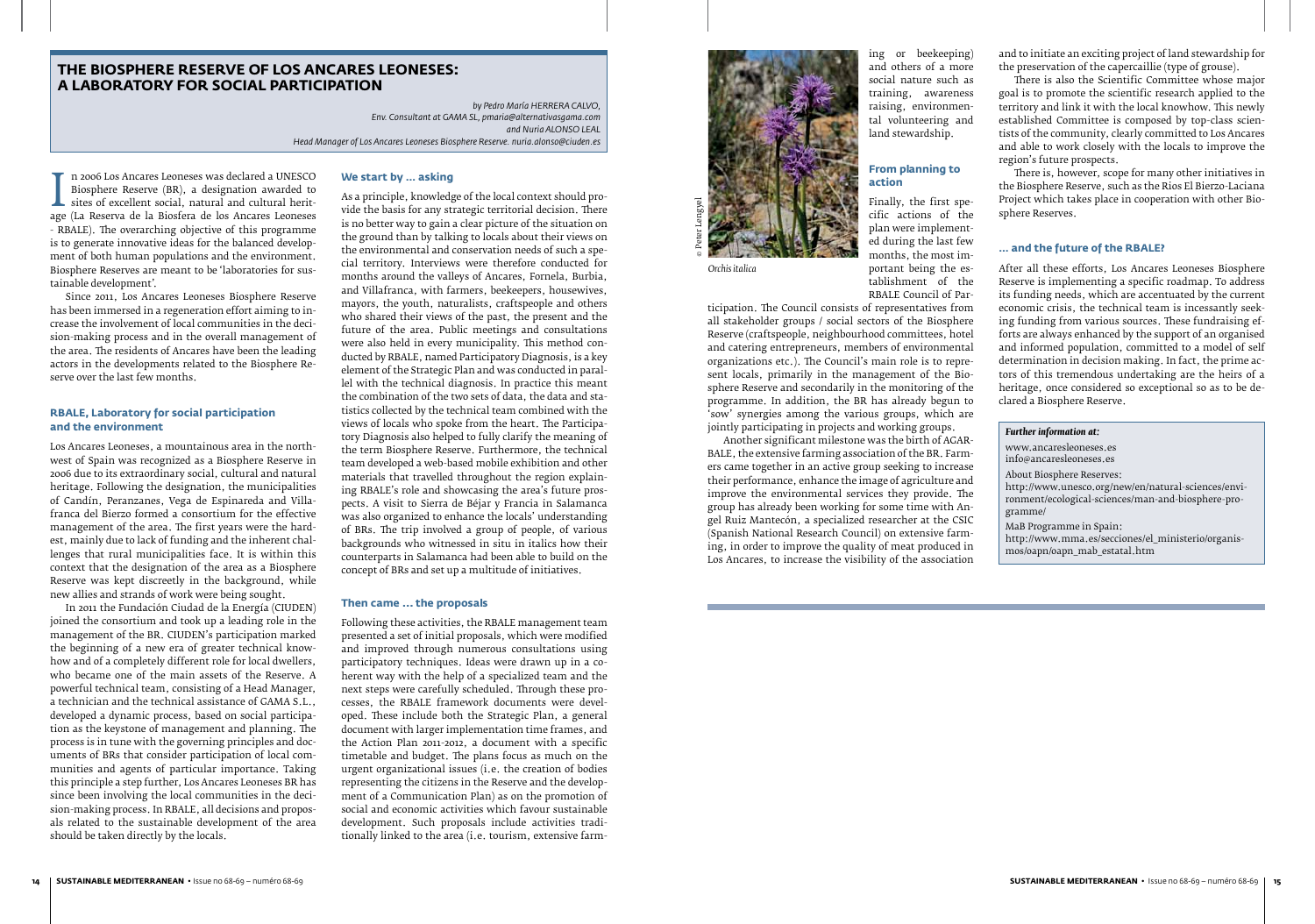# THE BIOSPHERE RESERVE OF LOS ANCARES LEONESES: A LABORATORY FOR SOCIAL PARTICIPATION

*by Pedro María HERRERA CALVO,*
*Env. Consultant at GAMA SL, pmaria@alternativasgama.com*
*and Nuria ALONSO LEAL*
*Head Manager of Los Ancares Leoneses Biosphere Reserve. nuria.alonso@ciuden.es*

In 2006 Los Ancares Leoneses was declared a UNESCO Biosphere Reserve (BR), a designation awarded to sites of excellent social, natural and cultural heritage (La Reserva de la Biosfera de los Ancares Leoneses - RBALE). The overarching objective of this programme is to generate innovative ideas for the balanced development of both human populations and the environment. Biosphere Reserves are meant to be 'laboratories for sustainable development'.

Since 2011, Los Ancares Leoneses Biosphere Reserve has been immersed in a regeneration effort aiming to increase the involvement of local communities in the decision-making process and in the overall management of the area. The residents of Ancares have been the leading actors in the developments related to the Biosphere Reserve over the last few months.

### RBALE, Laboratory for social participation and the environment

Los Ancares Leoneses, a mountainous area in the northwest of Spain was recognized as a Biosphere Reserve in 2006 due to its extraordinary social, cultural and natural heritage. Following the designation, the municipalities of Candín, Peranzanes, Vega de Espinareda and Villafranca del Bierzo formed a consortium for the effective management of the area. The first years were the hardest, mainly due to lack of funding and the inherent challenges that rural municipalities face. It is within this context that the designation of the area as a Biosphere Reserve was kept discreetly in the background, while new allies and strands of work were being sought.

In 2011 the Fundación Ciudad de la Energía (CIUDEN) joined the consortium and took up a leading role in the management of the BR. CIUDEN's participation marked the beginning of a new era of greater technical knowhow and of a completely different role for local dwellers, who became one of the main assets of the Reserve. A powerful technical team, consisting of a Head Manager, a technician and the technical assistance of GAMA S.L., developed a dynamic process, based on social participation as the keystone of management and planning. The process is in tune with the governing principles and documents of BRs that consider participation of local communities and agents of particular importance. Taking this principle a step further, Los Ancares Leoneses BR has since been involving the local communities in the decision-making process. In RBALE, all decisions and proposals related to the sustainable development of the area should be taken directly by the locals.

### We start by … asking

As a principle, knowledge of the local context should provide the basis for any strategic territorial decision. There is no better way to gain a clear picture of the situation on the ground than by talking to locals about their views on the environmental and conservation needs of such a special territory. Interviews were therefore conducted for months around the valleys of Ancares, Fornela, Burbia, and Villafranca, with farmers, beekeepers, housewives, mayors, the youth, naturalists, craftspeople and others who shared their views of the past, the present and the future of the area. Public meetings and consultations were also held in every municipality. This method conducted by RBALE, named Participatory Diagnosis, is a key element of the Strategic Plan and was conducted in parallel with the technical diagnosis. In practice this meant the combination of the two sets of data, the data and statistics collected by the technical team combined with the views of locals who spoke from the heart. The Participatory Diagnosis also helped to fully clarify the meaning of the term Biosphere Reserve. Furthermore, the technical team developed a web-based mobile exhibition and other materials that travelled throughout the region explaining RBALE's role and showcasing the area's future prospects. A visit to Sierra de Béjar y Francia in Salamanca was also organized to enhance the locals' understanding of BRs. The trip involved a group of people, of various backgrounds who witnessed in situ in italics how their counterparts in Salamanca had been able to build on the concept of BRs and set up a multitude of initiatives.

### Then came … the proposals

Following these activities, the RBALE management team presented a set of initial proposals, which were modified and improved through numerous consultations using participatory techniques. Ideas were drawn up in a coherent way with the help of a specialized team and the next steps were carefully scheduled. Through these processes, the RBALE framework documents were developed. These include both the Strategic Plan, a general document with larger implementation time frames, and the Action Plan 2011-2012, a document with a specific timetable and budget. The plans focus as much on the urgent organizational issues (i.e. the creation of bodies representing the citizens in the Reserve and the development of a Communication Plan) as on the promotion of social and economic activities which favour sustainable development. Such proposals include activities traditionally linked to the area (i.e. tourism, extensive farming or beekeeping) and others of a more social nature such as training, awareness raising, environmental volunteering and land stewardship.

© Peter Lengyel

*Orchis italica*

### From planning to action

Finally, the first specific actions of the plan were implemented during the last few months, the most important being the establishment of the RBALE Council of Participation. The Council consists of representatives from all stakeholder groups / social sectors of the Biosphere Reserve (craftspeople, neighbourhood committees, hotel and catering entrepreneurs, members of environmental organizations etc.). The Council's main role is to represent locals, primarily in the management of the Biosphere Reserve and secondarily in the monitoring of the programme. In addition, the BR has already begun to 'sow' synergies among the various groups, which are jointly participating in projects and working groups.

Another significant milestone was the birth of AGARBALE, the extensive farming association of the BR. Farmers came together in an active group seeking to increase their performance, enhance the image of agriculture and improve the environmental services they provide. The group has already been working for some time with Angel Ruiz Mantecón, a specialized researcher at the CSIC (Spanish National Research Council) on extensive farming, in order to improve the quality of meat produced in Los Ancares, to increase the visibility of the association and to initiate an exciting project of land stewardship for the preservation of the capercaillie (type of grouse).

There is also the Scientific Committee whose major goal is to promote the scientific research applied to the territory and link it with the local knowhow. This newly established Committee is composed by top-class scientists of the community, clearly committed to Los Ancares and able to work closely with the locals to improve the region's future prospects.

There is, however, scope for many other initiatives in the Biosphere Reserve, such as the Rios El Bierzo-Laciana Project which takes place in cooperation with other Biosphere Reserves.

### … and the future of the RBALE?

After all these efforts, Los Ancares Leoneses Biosphere Reserve is implementing a specific roadmap. To address its funding needs, which are accentuated by the current economic crisis, the technical team is incessantly seeking funding from various sources. These fundraising efforts are always enhanced by the support of an organised and informed population, committed to a model of self determination in decision making. In fact, the prime actors of this tremendous undertaking are the heirs of a heritage, once considered so exceptional so as to be declared a Biosphere Reserve.

***Further information at:***

www.ancaresleoneses.es
info@ancaresleoneses.es

About Biosphere Reserves:
http://www.unesco.org/new/en/natural-sciences/environment/ecological-sciences/man-and-biosphere-programme/

MaB Programme in Spain:
http://www.mma.es/secciones/el_ministerio/organismos/oapn/oapn_mab_estatal.htm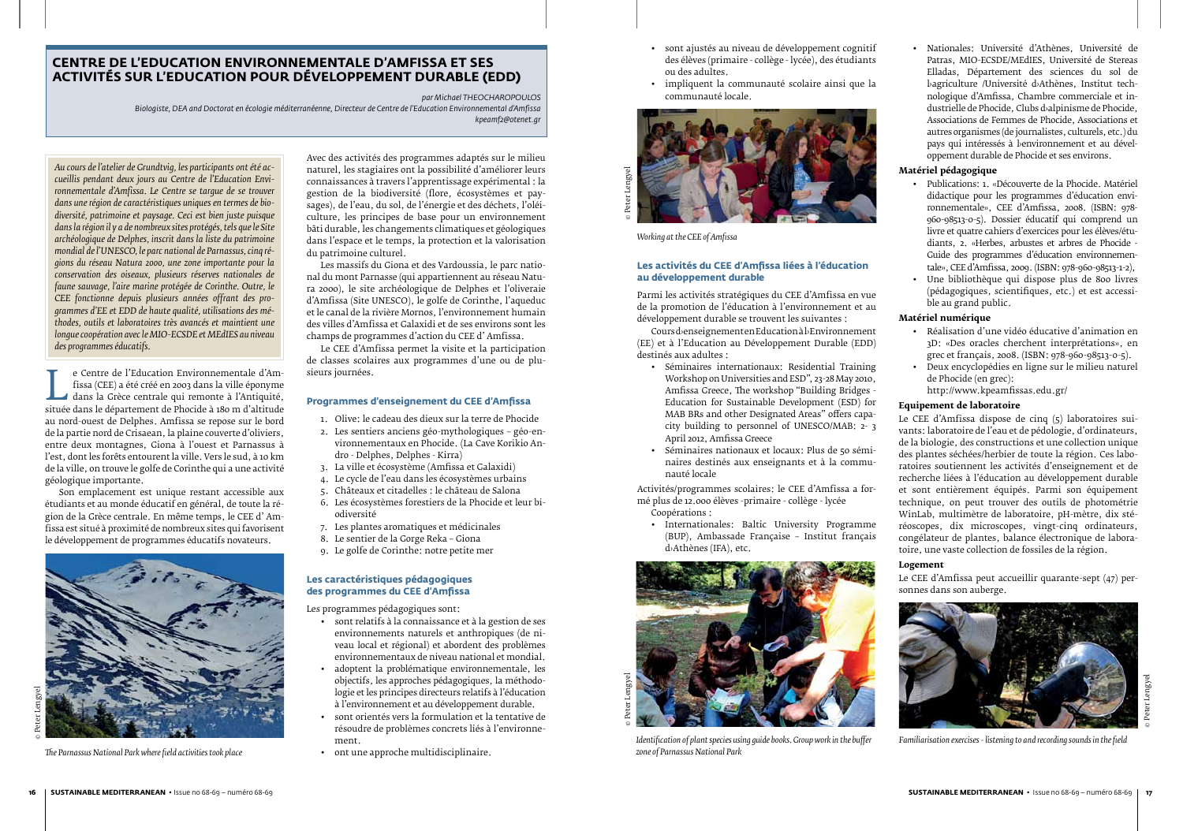# CENTRE DE L'EDUCATION ENVIRONNEMENTALE D'AMFISSA ET SES ACTIVITÉS SUR L'EDUCATION POUR DÉVELOPPEMENT DURABLE (EDD)

*par Michael THEOCHAROPOULOS*

*Biologiste, DEA and Doctorat en écologie méditerranéenne, Directeur de Centre de l'Education Environnementale d'Amfissa*
*kpeamf2@otenet.gr*

*Au cours de l'atelier de Grundtvig, les participants ont été accueillis pendant deux jours au Centre de l'Education Environnementale d'Amfissa. Le Centre se targue de se trouver dans une région de caractéristiques uniques en termes de biodiversité, patrimoine et paysage. Ceci est bien juste puisque dans la région il y a de nombreux sites protégés, tels que le Site archéologique de Delphes, inscrit dans la liste du patrimoine mondial de l'UNESCO, le parc national de Parnassus, cinq régions du réseau Natura 2000, une zone importante pour la conservation des oiseaux, plusieurs réserves nationales de faune sauvage, l'aire marine protégée de Corinthe. Outre, le CEE fonctionne depuis plusieurs années offrant des programmes d'EE et EDD de haute qualité, utilisations des méthodes, outils et laboratoires très avancés et maintient une longue coopération avec le MIO-ECSDE et MEdIES au niveau des programmes éducatifs.*

Le Centre de l'Education Environnementale d'Amfissa (CEE) a été créé en 2003 dans la ville éponyme dans la Grèce centrale qui remonte à l'Antiquité, située dans le département de Phocide à 180 m d'altitude au nord-ouest de Delphes. Amfissa se repose sur le bord de la partie nord de Crisaean, la plaine couverte d'oliviers, entre deux montagnes, Giona à l'ouest et Parnassus à l'est, dont les forêts entourent la ville. Vers le sud, à 10 km de la ville, on trouve le golfe de Corinthe qui a une activité géologique importante.

Son emplacement est unique restant accessible aux étudiants et au monde éducatif en général, de toute la région de la Grèce centrale. En même temps, le CEE d' Amfissa est situé à proximité de nombreux sites qui favorisent le développement de programmes éducatifs novateurs.

*The Parnassus National Park where field activities took place*

Avec des activités des programmes adaptés sur le milieu naturel, les stagiaires ont la possibilité d'améliorer leurs connaissances à travers l'apprentissage expérimental : la gestion de la biodiversité (flore, écosystèmes et paysages), de l'eau, du sol, de l'énergie et des déchets, l'oléiculture, les principes de base pour un environnement bâti durable, les changements climatiques et géologiques dans l'espace et le temps, la protection et la valorisation du patrimoine culturel.

Les massifs du Giona et des Vardoussia, le parc national du mont Parnasse (qui appartiennent au réseau Natura 2000), le site archéologique de Delphes et l'oliveraie d'Amfissa (Site UNESCO), le golfe de Corinthe, l'aqueduc et le canal de la rivière Mornos, l'environnement humain des villes d'Amfissa et Galaxidi et de ses environs sont les champs de programmes d'action du CEE d' Amfissa.

Le CEE d'Amfissa permet la visite et la participation de classes scolaires aux programmes d'une ou de plusieurs journées.

### Programmes d'enseignement du CEE d'Amfissa

1. Olive: le cadeau des dieux sur la terre de Phocide
2. Les sentiers anciens géo-mythologiques – géo-environnementaux en Phocide. (La Cave Korikio Andro - Delphes, Delphes - Kirra)
3. La ville et écosystème (Amfissa et Galaxidi)
4. Le cycle de l'eau dans les écosystèmes urbains
5. Châteaux et citadelles : le château de Salona
6. Les écosystèmes forestiers de la Phocide et leur biodiversité
7. Les plantes aromatiques et médicinales
8. Le sentier de la Gorge Reka – Giona
9. Le golfe de Corinthe: notre petite mer

### Les caractéristiques pédagogiques des programmes du CEE d'Amfissa

Les programmes pédagogiques sont:

- sont relatifs à la connaissance et à la gestion de ses environnements naturels et anthropiques (de niveau local et régional) et abordent des problèmes environnementaux de niveau national et mondial.
- adoptent la problématique environnementale, les objectifs, les approches pédagogiques, la méthodologie et les principes directeurs relatifs à l'éducation à l'environnement et au développement durable.
- sont orientés vers la formulation et la tentative de résoudre de problèmes concrets liés à l'environnement.
- ont une approche multidisciplinaire.
- sont ajustés au niveau de développement cognitif des élèves (primaire - collège - lycée), des étudiants ou des adultes.
- impliquent la communauté scolaire ainsi que la communauté locale.

*Working at the CEE of Amfissa*

### Les activités du CEE d'Amfissa liées à l'éducation au développement durable

Parmi les activités stratégiques du CEE d'Amfissa en vue de la promotion de l'éducation à l'environnement et au développement durable se trouvent les suivantes :

Cours d›enseignement en Education à l›Environnement (EE) et à l'Education au Développement Durable (EDD) destinés aux adultes :

- Séminaires internationaux: Residential Training Workshop on Universities and ESD", 23-28 May 2010, Amfissa Greece, The workshop "Building Bridges - Education for Sustainable Development (ESD) for MAB BRs and other Designated Areas" offers capacity building to personnel of UNESCO/MAB: 2- 3 April 2012, Amfissa Greece
- Séminaires nationaux et locaux: Plus de 50 séminaires destinés aux enseignants et à la communauté locale

Activités/programmes scolaires: le CEE d'Amfissa a formé plus de 12.000 élèves -primaire - collège - lycée

Coopérations :

- Internationales: Baltic University Programme (BUP), Ambassade Française – Institut français d›Athènes (IFA), etc.
- Nationales: Université d'Athènes, Université de Patras, MIO-ECSDE/MEdIES, Université de Stereas Elladas, Département des sciences du sol de l›agriculture /Université d›Athènes, Institut technologique d'Amfissa, Chambre commerciale et industrielle de Phocide, Clubs d›alpinisme de Phocide, Associations de Femmes de Phocide, Associations et autres organismes (de journalistes, culturels, etc.) du pays qui intéressés à l›environnement et au développement durable de Phocide et ses environs.

*Identification of plant species using guide books. Group work in the buffer zone of Parnassus National Park*

**Matériel pédagogique**

- Publications: 1. «Découverte de la Phocide. Matériel didactique pour les programmes d'éducation environnementale», CEE d'Amfissa, 2008. (ISBN: 978-960-98513-0-5). Dossier éducatif qui comprend un livre et quatre cahiers d'exercices pour les élèves/étudiants, 2. «Herbes, arbustes et arbres de Phocide - Guide des programmes d'éducation environnementale», CEE d'Amfissa, 2009. (ISBN: 978-960-98513-1-2),
- Une bibliothèque qui dispose plus de 800 livres (pédagogiques, scientifiques, etc.) et est accessible au grand public.

**Matériel numérique**

- Réalisation d'une vidéo éducative d'animation en 3D: «Des oracles cherchent interprétations», en grec et français, 2008. (ISBN: 978-960-98513-0-5).
- Deux encyclopédies en ligne sur le milieu naturel de Phocide (en grec): http://www.kpeamfissas.edu.gr/

**Equipement de laboratoire**

Le CEE d'Amfissa dispose de cinq (5) laboratoires suivants: laboratoire de l'eau et de pédologie, d'ordinateurs, de la biologie, des constructions et une collection unique des plantes séchées/herbier de toute la région. Ces laboratoires soutiennent les activités d'enseignement et de recherche liées à l'éducation au développement durable et sont entièrement équipés. Parmi son équipement technique, on peut trouver des outils de photométrie WinLab, multimètre de laboratoire, pH-mètre, dix stéréoscopes, dix microscopes, vingt-cinq ordinateurs, congélateur de plantes, balance électronique de laboratoire, une vaste collection de fossiles de la région.

**Logement**

Le CEE d'Amfissa peut accueillir quarante-sept (47) personnes dans son auberge.

*Familiarisation exercises - listening to and recording sounds in the field*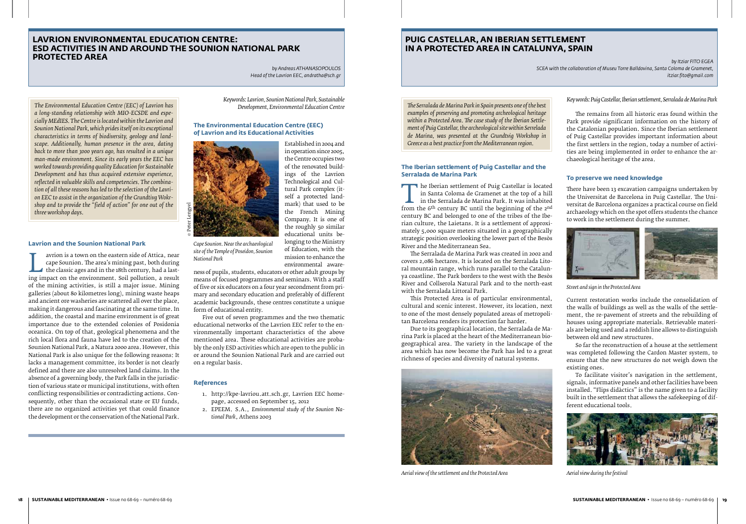# LAVRION ENVIRONMENTAL EDUCATION CENTRE: ESD ACTIVITIES IN AND AROUND THE SOUNION NATIONAL PARK PROTECTED AREA

*by Andreas ATHANASOPOULOS*
*Head of the Lavrion EEC, andratha@sch.gr*

*The Environmental Education Centre (EEC) of Lavrion has a long-standing relationship with MIO-ECSDE and especially MEdIES. The Centre is located within the Lavrion and Sounion National Park, which prides itself on its exceptional characteristics in terms of biodiversity, geology and landscape. Additionally, human presence in the area, dating back to more than 3000 years ago, has resulted in a unique man-made environment. Since its early years the EEC has worked towards providing quality Education for Sustainable Development and has thus acquired extensive experience, reflected in valuable skills and competencies. The combination of all these reasons has led to the selection of the Lavrion EEC to assist in the organization of the Grundtvig Workshop and to provide the "field of action" for one out of the three workshop days.*

*Keywords: Lavrion, Sounion National Park, Sustainable Development, Environmental Education Centre*

## Lavrion and the Sounion National Park

Lavrion is a town on the eastern side of Attica, near cape Sounion. The area's mining past, both during the classic ages and in the 18th century, had a lasting impact on the environment. Soil pollution, a result of the mining activities, is still a major issue. Mining galleries (about 80 kilometres long), mining waste heaps and ancient ore washeries are scattered all over the place, making it dangerous and fascinating at the same time. In addition, the coastal and marine environment is of great importance due to the extended colonies of Posidonia oceanica. On top of that, geological phenomena and the rich local flora and fauna have led to the creation of the Sounion National Park, a Natura 2000 area. However, this National Park is also unique for the following reasons: It lacks a management committee, its border is not clearly defined and there are also unresolved land claims. In the absence of a governing body, the Park falls in the jurisdiction of various state or municipal institutions, with often conflicting responsibilities or contradicting actions. Consequently, other than the occasional state or EU funds, there are no organized activities yet that could finance the development or the conservation of the National Park.

## The Environmental Education Centre (EEC) of Lavrion and its Educational Activities

© Peter Lengyel

*Cape Sounion. Near the archaeological site of the Temple of Poseidon, Sounion National Park*

Established in 2004 and in operation since 2005, the Centre occupies two of the renovated buildings of the Lavrion Technological and Cultural Park complex (itself a protected landmark) that used to be the French Mining Company. It is one of the roughly 50 similar educational units belonging to the Ministry of Education, with the mission to enhance the environmental awareness of pupils, students, educators or other adult groups by means of focused programmes and seminars. With a staff of five or six educators on a four year secondment from primary and secondary education and preferably of different academic backgrounds, these centres constitute a unique form of educational entity.

Five out of seven programmes and the two thematic educational networks of the Lavrion EEC refer to the environmentally important characteristics of the above mentioned area. These educational activities are probably the only ESD activities which are open to the public in or around the Sounion National Park and are carried out on a regular basis.

## References

1. http://kpe-lavriou.att.sch.gr, Lavrion EEC homepage, accessed on September 15, 2012
2. EPEEM. S.A., *Environmental study of the Sounion National Park*, Athens 2003

# PUIG CASTELLAR, AN IBERIAN SETTLEMENT IN A PROTECTED AREA IN CATALUNYA, SPAIN

*by Itziar FITO EGEA*
*SCEA with the collaboration of Museu Torre Balldovina, Santa Coloma de Gramenet, itziar.fito@gmail.com*

*The Serralada de Marina Park in Spain presents one of the best examples of preserving and promoting archeological heritage within a Protected Area. The case study of the Iberian Settlement of Puig Castellar, the archeological site within Serralada de Marina, was presented at the Grundtvig Workshop in Greece as a best practice from the Mediterranean region.*

*Key words: Puig Castellar, Iberian settlement, Serralada de Marina Park*

## The Iberian settlement of Puig Castellar and the Serralada de Marina Park

The Iberian settlement of Puig Castellar is located in Santa Coloma de Gramenet at the top of a hill in the Serralada de Marina Park. It was inhabited from the 6th century BC until the beginning of the 2nd century BC and belonged to one of the tribes of the Iberian culture, the Laietans. It is a settlement of approximately 5,000 square meters situated in a geographically strategic position overlooking the lower part of the Besòs River and the Mediterranean Sea.

The Serralada de Marina Park was created in 2002 and covers 2,086 hectares. It is located on the Serralada Litoral mountain range, which runs parallel to the Catalunya coastline. The Park borders to the west with the Besòs River and Collserola Natural Park and to the north-east with the Serralada Littoral Park.

This Protected Area is of particular environmental, cultural and scenic interest. However, its location, next to one of the most densely populated areas of metropolitan Barcelona renders its protection far harder.

Due to its geographical location, the Serralada de Marina Park is placed at the heart of the Mediterranean biogeographical area. The variety in the landscape of the area which has now become the Park has led to a great richness of species and diversity of natural systems.

*Aerial view of the settlement and the Protected Area*

The remains from all historic eras found within the Park provide significant information on the history of the Catalonian population. Since the Iberian settlement of Puig Castellar provides important information about the first settlers in the region, today a number of activities are being implemented in order to enhance the archaeological heritage of the area.

## To preserve we need knowledge

There have been 13 excavation campaigns undertaken by the Universitat de Barcelona in Puig Castellar. The Universitat de Barcelona organizes a practical course on field archaeology which on the spot offers students the chance to work in the settlement during the summer.

*Street and sign in the Protected Area*

Current restoration works include the consolidation of the walls of buildings as well as the walls of the settlement, the re-pavement of streets and the rebuilding of houses using appropriate materials. Retrievable materials are being used and a reddish line allows to distinguish between old and new structures.

So far the reconstruction of a house at the settlement was completed following the Cardon Master system, to ensure that the new structures do not weigh down the existing ones.

To facilitate visitor's navigation in the settlement, signals, informative panels and other facilities have been installed. "Flips didàctics" is the name given to a facility built in the settlement that allows the safekeeping of different educational tools.

*Aerial view during the festival*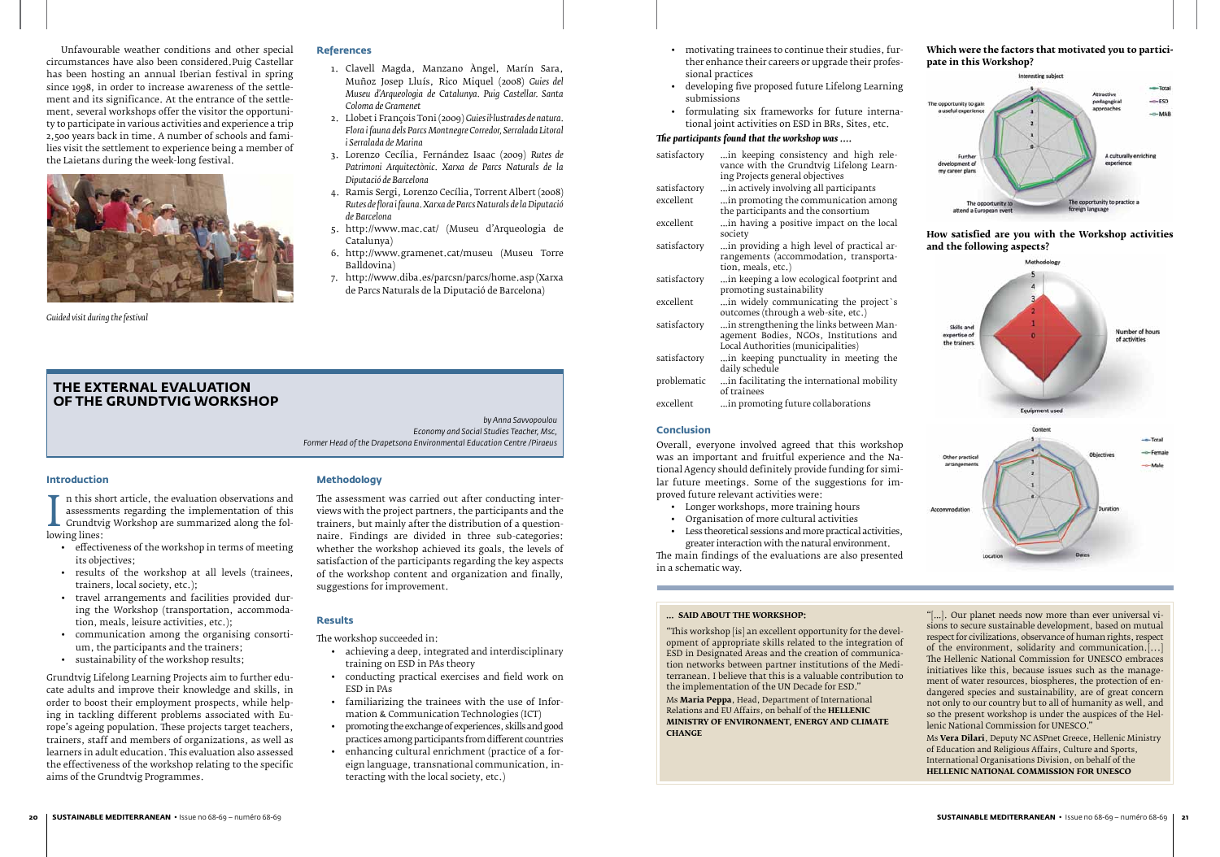Unfavourable weather conditions and other special circumstances have also been considered. Puig Castellar has been hosting an annual Iberian festival in spring since 1998, in order to increase awareness of the settlement and its significance. At the entrance of the settlement, several workshops offer the visitor the opportunity to participate in various activities and experience a trip 2,500 years back in time. A number of schools and families visit the settlement to experience being a member of the Laietans during the week-long festival.

*Guided visit during the festival*

### References

1. Clavell Magda, Manzano Àngel, Marín Sara, Muñoz Josep Lluís, Rico Miquel (2008) *Guies del Museu d'Arqueologia de Catalunya. Puig Castellar. Santa Coloma de Gramenet*
2. Llobet i François Toni (2009) *Guies il·lustrades de natura. Flora i fauna dels Parcs Montnegre Corredor, Serralada Litoral i Serralada de Marina*
3. Lorenzo Cecília, Fernández Isaac (2009) *Rutes de Patrimoni Arquitectònic. Xarxa de Parcs Naturals de la Diputació de Barcelona*
4. Ramis Sergi, Lorenzo Cecília, Torrent Albert (2008) *Rutes de flora i fauna. Xarxa de Parcs Naturals de la Diputació de Barcelona*
5. http://www.mac.cat/ (Museu d'Arqueologia de Catalunya)
6. http://www.gramenet.cat/museu (Museu Torre Balldovina)
7. http://www.diba.es/parcsn/parcs/home.asp (Xarxa de Parcs Naturals de la Diputació de Barcelona)

## THE EXTERNAL EVALUATION OF THE GRUNDTVIG WORKSHOP

*by Anna Savvopoulou*
*Economy and Social Studies Teacher, Msc,*
*Former Head of the Drapetsona Environmental Education Centre /Piraeus*

### Introduction

In this short article, the evaluation observations and assessments regarding the implementation of this Grundtvig Workshop are summarized along the following lines:

- effectiveness of the workshop in terms of meeting its objectives;
- results of the workshop at all levels (trainees, trainers, local society, etc.);
- travel arrangements and facilities provided during the Workshop (transportation, accommodation, meals, leisure activities, etc.);
- communication among the organising consortium, the participants and the trainers;
- sustainability of the workshop results;

Grundtvig Lifelong Learning Projects aim to further educate adults and improve their knowledge and skills, in order to boost their employment prospects, while helping in tackling different problems associated with Europe's ageing population. These projects target teachers, trainers, staff and members of organizations, as well as learners in adult education. This evaluation also assessed the effectiveness of the workshop relating to the specific aims of the Grundtvig Programmes.

### Methodology

The assessment was carried out after conducting interviews with the project partners, the participants and the trainers, but mainly after the distribution of a questionnaire. Findings are divided in three sub-categories: whether the workshop achieved its goals, the levels of satisfaction of the participants regarding the key aspects of the workshop content and organization and finally, suggestions for improvement.

### Results

The workshop succeeded in:

- achieving a deep, integrated and interdisciplinary training on ESD in PAs theory
- conducting practical exercises and field work on ESD in PAs
- familiarizing the trainees with the use of Information & Communication Technologies (ICT)
- promoting the exchange of experiences, skills and good practices among participants from different countries
- enhancing cultural enrichment (practice of a foreign language, transnational communication, interacting with the local society, etc.)
- motivating trainees to continue their studies, further enhance their careers or upgrade their professional practices
- developing five proposed future Lifelong Learning submissions
- formulating six frameworks for future international joint activities on ESD in BRs, Sites, etc.

***The participants found that the workshop was ….***

| | |
|---|---|
| satisfactory | …in keeping consistency and high relevance with the Grundtvig Lifelong Learning Projects general objectives |
| satisfactory | …in actively involving all participants |
| excellent | …in promoting the communication among the participants and the consortium |
| excellent | …in having a positive impact on the local society |
| satisfactory | …in providing a high level of practical arrangements (accommodation, transportation, meals, etc.) |
| satisfactory | …in keeping a low ecological footprint and promoting sustainability |
| excellent | …in widely communicating the project`s outcomes (through a web-site, etc.) |
| satisfactory | …in strengthening the links between Management Bodies, NGOs, Institutions and Local Authorities (municipalities) |
| satisfactory | …in keeping punctuality in meeting the daily schedule |
| problematic | …in facilitating the international mobility of trainees |
| excellent | …in promoting future collaborations |

### Conclusion

Overall, everyone involved agreed that this workshop was an important and fruitful experience and the National Agency should definitely provide funding for similar future meetings. Some of the suggestions for improved future relevant activities were:

- Longer workshops, more training hours
- Organisation of more cultural activities
- Less theoretical sessions and more practical activities, greater interaction with the natural environment.

The main findings of the evaluations are also presented in a schematic way.

**Which were the factors that motivated you to participate in this Workshop?**

**How satisfied are you with the Workshop activities and the following aspects?**

**… SAID ABOUT THE WORKSHOP:**

"This workshop [is] an excellent opportunity for the development of appropriate skills related to the integration of ESD in Designated Areas and the creation of communication networks between partner institutions of the Mediterranean. I believe that this is a valuable contribution to the implementation of the UN Decade for ESD."

Ms **Maria Peppa**, Head, Department of International Relations and EU Affairs, on behalf of the **HELLENIC MINISTRY OF ENVIRONMENT, ENERGY AND CLIMATE CHANGE**

"[…]. Our planet needs now more than ever universal visions to secure sustainable development, based on mutual respect for civilizations, observance of human rights, respect of the environment, solidarity and communication.[…] The Hellenic National Commission for UNESCO embraces initiatives like this, because issues such as the management of water resources, biospheres, the protection of endangered species and sustainability, are of great concern not only to our country but to all of humanity as well, and so the present workshop is under the auspices of the Hellenic National Commission for UNESCO."

Ms **Vera Dilari**, Deputy NC ASPnet Greece, Hellenic Ministry of Education and Religious Affairs, Culture and Sports, International Organisations Division, on behalf of the **HELLENIC NATIONAL COMMISSION FOR UNESCO**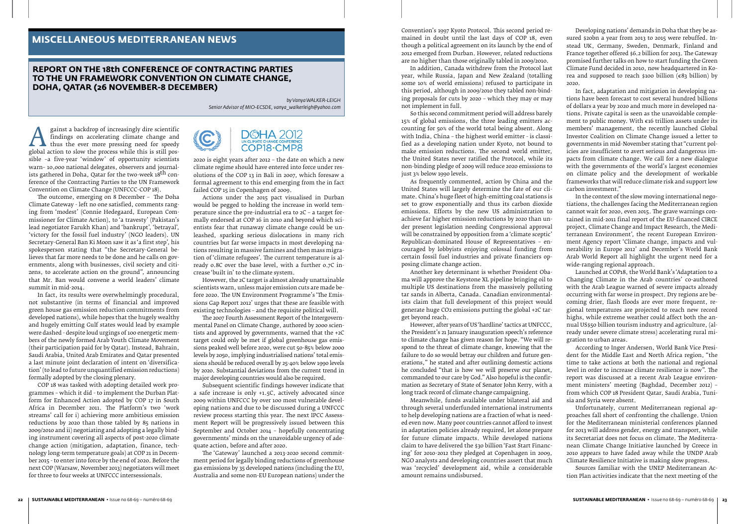## MISCELLANEOUS MEDITERRANEAN NEWS

### REPORT ON THE 18th CONFERENCE OF CONTRACTING PARTIES TO THE UN FRAMEWORK CONVENTION ON CLIMATE CHANGE, DOHA, QATAR (26 NOVEMBER-8 DECEMBER)

*by Vanya WALKER-LEIGH*
*Senior Advisor of MIO-ECSDE, vanya_walkerleigh@yahoo.com*

Against a backdrop of increasingly dire scientific findings on accelerating climate change and thus the ever more pressing need for speedy global action to slow the process while this is still possible –a five-year 'window' of opportunity scientists warn– 10,000 national delegates, observers and journalists gathered in Doha, Qatar for the two-week 18th conference of the Contracting Parties to the UN Framework Convention on Climate Change (UNFCCC-COP 18).

The outcome, emerging on 8 December – The Doha Climate Gateway - left no one satisfied, comments ranging from 'modest' (Connie Hedegaard, European Commissioner for Climate Action), to 'a travesty' (Pakistan's lead negotiator Farukh Khan) and 'bankrupt', 'betrayal', 'victory for the fossil fuel industry' (NGO leaders). UN Secretary-General Ban Ki Moon saw it as 'a first step', his spokesperson stating that "the Secretary-General believes that far more needs to be done and he calls on governments, along with businesses, civil society and citizens, to accelerate action on the ground", announcing that Mr. Ban would convene a world leaders' climate summit in mid-2014.

In fact, its results were overwhelmingly procedural, not substantive (in terms of financial and improved green house gas emission reduction commitments from developed nations), while hopes that the hugely wealthy and hugely emitting Gulf states would lead by example were dashed - despite loud urgings of 100 energetic members of the newly formed Arab Youth Climate Movement (their participation paid for by Qatar). Instead, Bahrain, Saudi Arabia, United Arab Emirates and Qatar presented a last minute joint declaration of intent on 'diversification' (to lead to future unquantified emission reductions) formally adopted by the closing plenary.

COP 18 was tasked with adopting detailed work programmes – which it did - to implement the Durban Platform for Enhanced Action adopted by COP 17 in South Africa in December 2011. The Platform's two 'work streams' call for i) achieving more ambitious emission reductions by 2020 than those tabled by 85 nations in 2009/2010 and ii) negotiating and adopting a legally binding instrument covering all aspects of post-2020 climate change action (mitigation, adaptation, finance, technology long-term temperature goals) at COP 21 in December 2015 - to enter into force by the end of 2020. Before the next COP (Warsaw, November 2013) negotiators will meet for three to four weeks at UNFCCC intersessionals.

DOHA 2012 UN CLIMATE CHANGE CONFERENCE COP18·CMP8

2020 is eight years after 2012 – the date on which a new climate regime should have entered into force under resolutions of the COP 13 in Bali in 2007, which foresaw a formal agreement to this end emerging from the in fact failed COP 15 in Copenhagen of 2009.

Actions under the 2015 pact visualised in Durban would be pegged to holding the increase in world temperature since the pre-industrial era to 2C – a target formally endorsed at COP 16 in 2010 and beyond which scientists fear that runaway climate change could be unleashed, sparking serious dislocations in many rich countries but far worse impacts in most developing nations resulting in massive famines and then mass migration of 'climate refugees'. The current temperature is already 0.8C over the base level, with a further 0.7C increase 'built in' to the climate system.

However, the 2C target is almost already unattainable scientists warn, unless major emission cuts are made before 2020. The UN Environment Programme's 'The Emissions Gap Report 2012' urges that these are feasible with existing technologies – and the requisite political will.

The 2007 Fourth Assessment Report of the Intergovernmental Panel on Climate Change, authored by 2000 scientists and approved by governments, warned that the +2C target could only be met if global greenhouse gas emissions peaked well before 2020, were cut 50-85% below 2000 levels by 2050, implying industrialised nations' total emissions should be reduced overall by 25-40% below 1990 levels by 2020. Substantial deviations from the current trend in major developing countries would also be required.

Subsequent scientific findings however indicate that a safe increase is only +1.5C, actively advocated since 2009 within UNFCCC by over 100 most vulnerable developing nations and due to be discussed during a UNFCCC review process starting this year. The next IPCC Assessment Report will be progressively issued between this September and October 2014 – hopefully concentrating governments' minds on the unavoidable urgency of adequate action, before and after 2020.

The 'Gateway' launched a 2013-2020 second commitment period for legally binding reductions of greenhouse gas emissions by 35 developed nations (including the EU, Australia and some non-EU European nations) under the Convention's 1997 Kyoto Protocol. This second period remained in doubt until the last days of COP 18, even though a political agreement on its launch by the end of 2012 emerged from Durban. However, related reductions are no higher than those originally tabled in 2009/2010.

In addition, Canada withdrew from the Protocol last year, while Russia, Japan and New Zealand (totalling some 10% of world emissions) refused to participate in this period, although in 2009/2010 they tabled non-binding proposals for cuts by 2020 – which they may or may not implement in full.

So this second commitment period will address barely 15% of global emissions, the three leading emitters accounting for 50% of the world total being absent. Along with India, China – the highest world emitter - is classified as a developing nation under Kyoto, not bound to make emission reductions. The second world emitter, the United States never ratified the Protocol, while its non-binding pledge of 2009 will reduce 2020 emissions to just 3% below 1990 levels.

As frequently commented, action by China and the United States will largely determine the fate of our climate. China's huge fleet of high-emitting coal stations is set to grow exponentially and thus its carbon dioxide emissions. Efforts by the new US administration to achieve far higher emission reductions by 2020 than under present legislation needing Congressional approval will be constrained by opposition from a 'climate sceptic' Republican-dominated House of Representatives – encouraged by lobbyists enjoying colossal funding from certain fossil fuel industries and private financiers opposing climate change action.

Another key determinant is whether President Obama will approve the Keystone XL pipeline bringing oil to multiple US destinations from the massively polluting tar sands in Alberta, Canada. Canadian environmentalists claim that full development of this project would generate huge $CO_2$ emissions putting the global +2C target beyond reach.

However, after years of US 'hardline' tactics at UNFCCC, the President's 21 January inauguration speech's reference to climate change has given reason for hope. "We will respond to the threat of climate change, knowing that the failure to do so would betray our children and future generations," he stated and after outlining domestic actions he concluded "that is how we will preserve our planet, commanded to our care by God." Also hopeful is the confirmation as Secretary of State of Senator John Kerry, with a long track record of climate change campaigning.

Meanwhile, funds available under bilateral aid and through several underfunded international instruments to help developing nations are a fraction of what is needed even now. Many poor countries cannot afford to invest in adaptation policies already required, let alone prepare for future climate impacts. While developed nations claim to have delivered the \$30 billion 'Fast Start Financing' for 2010-2012 they pledged at Copenhagen in 2009, NGO analysts and developing countries assert that much was 'recycled' development aid, while a considerable amount remains undisbursed.

Developing nations' demands in Doha that they be assured \$20bn a year from 2013 to 2015 were rebuffed. Instead UK, Germany, Sweden, Denmark, Finland and France together offered \$6.2 billion for 2013. The Gateway promised further talks on how to start funding the Green Climate Fund decided in 2010, now headquartered in Korea and supposed to reach \$100 billion (€83 billion) by 2020.

In fact, adaptation and mitigation in developing nations have been forecast to cost several hundred billions of dollars a year by 2020 and much more in developed nations. Private capital is seen as the unavoidable complement to public money. With €16 trillion assets under its members' management, the recently launched Global Investor Coalition on Climate Change issued a letter to governments in mid-November stating that "current policies are insufficient to avert serious and dangerous impacts from climate change. We call for a new dialogue with the governments of the world's largest economies on climate policy and the development of workable frameworks that will reduce climate risk and support low carbon investment."

In the context of the slow moving international negotiations, the challenges facing the Mediterranean region cannot wait for 2020, even 2015. The grave warnings contained in mid-2011 final report of the EU-financed CIRCE project, Climate Change and Impact Research, the Mediterranean Environment', the recent European Environment Agency report 'Climate change, impacts and vulnerability in Europe 2012' and December's World Bank Arab World Report all highlight the urgent need for a wide-ranging regional approach.

Launched at COP18, the World Bank's 'Adaptation to a Changing Climate in the Arab countries' co-authored with the Arab League warned of severe impacts already occurring with far worse in prospect. Dry regions are becoming drier, flash floods are ever more frequent, regional temperatures are projected to reach new record highs, while extreme weather could affect both the annual US\$50 billion tourism industry and agriculture, (already under severe climate stress) accelerating rural migration to urban areas.

According to Inger Andersen, World Bank Vice President for the Middle East and North Africa region, "the time to take actions at both the national and regional level in order to increase climate resilience is now". The report was discussed at a recent Arab League environment ministers' meeting (Baghdad, December 2012) – from which COP 18 President Qatar, Saudi Arabia, Tunisia and Syria were absent.

Unfortunately, current Mediterranean regional approaches fall short of confronting the challenge. Union for the Mediterranean ministerial conferences planned for 2013 will address gender, energy and transport, while its Secretariat does not focus on climate. The Mediterranean Climate Change Initiative launched by Greece in 2010 appears to have faded away while the UNDP Arab Climate Resilience Initiative is making slow progress.

Sources familiar with the UNEP Mediterranean Action Plan activities indicate that the next meeting of the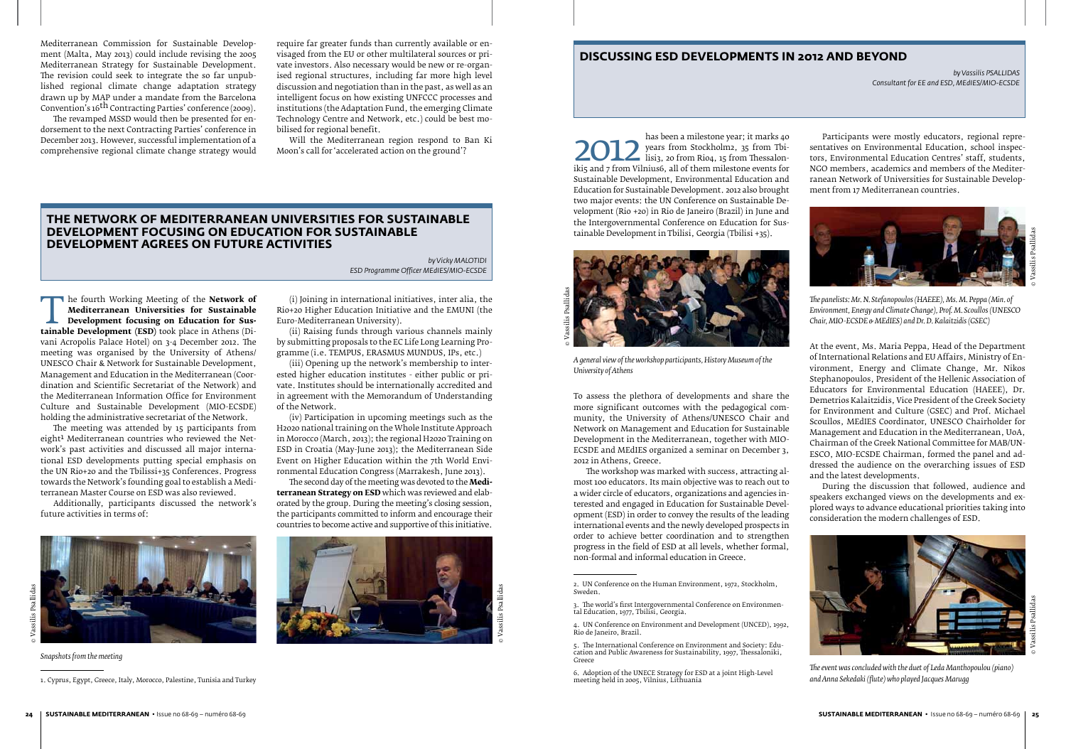Mediterranean Commission for Sustainable Development (Malta, May 2013) could include revising the 2005 Mediterranean Strategy for Sustainable Development. The revision could seek to integrate the so far unpublished regional climate change adaptation strategy drawn up by MAP under a mandate from the Barcelona Convention's 16th Contracting Parties' conference (2009).

The revamped MSSD would then be presented for endorsement to the next Contracting Parties' conference in December 2013. However, successful implementation of a comprehensive regional climate change strategy would require far greater funds than currently available or envisaged from the EU or other multilateral sources or private investors. Also necessary would be new or re-organised regional structures, including far more high level discussion and negotiation than in the past, as well as an intelligent focus on how existing UNFCCC processes and institutions (the Adaptation Fund, the emerging Climate Technology Centre and Network, etc.) could be best mobilised for regional benefit.

Will the Mediterranean region respond to Ban Ki Moon's call for 'accelerated action on the ground'?

## The Network of Mediterranean Universities for Sustainable Development focusing on Education for Sustainable Development agrees on future activities

*by Vicky MALOTIDI*
*ESD Programme Officer MEdIES/MIO-ECSDE*

The fourth Working Meeting of the **Network of Mediterranean Universities for Sustainable Development focusing on Education for Sustainable Development (ESD)** took place in Athens (Divani Acropolis Palace Hotel) on 3-4 December 2012. The meeting was organised by the University of Athens/UNESCO Chair & Network for Sustainable Development, Management and Education in the Mediterranean (Coordination and Scientific Secretariat of the Network) and the Mediterranean Information Office for Environment Culture and Sustainable Development (MIO-ECSDE) holding the administrative secretariat of the Network.

The meeting was attended by 15 participants from eight[1] Mediterranean countries who reviewed the Network's past activities and discussed all major international ESD developments putting special emphasis on the UN Rio+20 and the Tbilissi+35 Conferences. Progress towards the Network's founding goal to establish a Mediterranean Master Course on ESD was also reviewed.

Additionally, participants discussed the network's future activities in terms of:

(i) Joining in international initiatives, inter alia, the Rio+20 Higher Education Initiative and the EMUNI (the Euro-Mediterranean University).

(ii) Raising funds through various channels mainly by submitting proposals to the EC Life Long Learning Programme (i.e. TEMPUS, ERASMUS MUNDUS, IPs, etc.)

(iii) Opening up the network's membership to interested higher education institutes - either public or private. Institutes should be internationally accredited and in agreement with the Memorandum of Understanding of the Network.

(iv) Participation in upcoming meetings such as the H2020 national training on the Whole Institute Approach in Morocco (March, 2013); the regional H2020 Training on ESD in Croatia (May-June 2013); the Mediterranean Side Event on Higher Education within the 7th World Environmental Education Congress (Marrakesh, June 2013).

The second day of the meeting was devoted to the **Mediterranean Strategy on ESD** which was reviewed and elaborated by the group. During the meeting's closing session, the participants committed to inform and encourage their countries to become active and supportive of this initiative.

© Vassilis Psallidas

*Snapshots from the meeting*

1. Cyprus, Egypt, Greece, Italy, Morocco, Palestine, Tunisia and Turkey

## Discussing ESD developments in 2012 and beyond

*by Vassilis PSALLIDAS*
*Consultant for EE and ESD, MEdIES/MIO-ECSDE*

2012 has been a milestone year; it marks 40 years from Stockholm[2], 35 from Tbilisi[3], 20 from Rio[4], 15 from Thessaloniki[5] and 7 from Vilnius[6], all of them milestone events for Sustainable Development, Environmental Education and Education for Sustainable Development. 2012 also brought two major events: the UN Conference on Sustainable Development (Rio +20) in Rio de Janeiro (Brazil) in June and the Intergovernmental Conference on Education for Sustainable Development in Tbilisi, Georgia (Tbilisi +35).

© Vassilis Psallidas

*A general view of the workshop participants, History Museum of the University of Athens*

To assess the plethora of developments and share the more significant outcomes with the pedagogical community, the University of Athens/UNESCO Chair and Network on Management and Education for Sustainable Development in the Mediterranean, together with MIO-ECSDE and MEdIES organized a seminar on December 3, 2012 in Athens, Greece.

The workshop was marked with success, attracting almost 100 educators. Its main objective was to reach out to a wider circle of educators, organizations and agencies interested and engaged in Education for Sustainable Development (ESD) in order to convey the results of the leading international events and the newly developed prospects in order to achieve better coordination and to strengthen progress in the field of ESD at all levels, whether formal, non-formal and informal education in Greece.

2. UN Conference on the Human Environment, 1972, Stockholm, Sweden.

3. The world's first Intergovernmental Conference on Environmental Education, 1977, Tbilisi, Georgia.

4. UN Conference on Environment and Development (UNCED), 1992, Rio de Janeiro, Brazil.

5. The International Conference on Environment and Society: Education and Public Awareness for Sustainability, 1997, Thessaloniki, Greece

6. Adoption of the UNECE Strategy for ESD at a joint High-Level meeting held in 2005, Vilnius, Lithuania

Participants were mostly educators, regional representatives on Environmental Education, school inspectors, Environmental Education Centres' staff, students, NGO members, academics and members of the Mediterranean Network of Universities for Sustainable Development from 17 Mediterranean countries.

© Vassilis Psallidas

*The panelists: Mr. N. Stefanopoulos (HAEEE), Ms. M. Peppa (Min. of Environment, Energy and Climate Change), Prof. M. Scoullos (UNESCO Chair, MIO-ECSDE & MEdIES) and Dr. D. Kalaitzidis (GSEC)*

At the event, Ms. Maria Peppa, Head of the Department of International Relations and EU Affairs, Ministry of Environment, Energy and Climate Change, Mr. Nikos Stephanopoulos, President of the Hellenic Association of Educators for Environmental Education (HAEEE), Dr. Demetrios Kalaitzidis, Vice President of the Greek Society for Environment and Culture (GSEC) and Prof. Michael Scoullos, MEdIES Coordinator, UNESCO Chairholder for Management and Education in the Mediterranean, UoA, Chairman of the Greek National Committee for MAB/UNESCO, MIO-ECSDE Chairman, formed the panel and addressed the audience on the overarching issues of ESD and the latest developments.

During the discussion that followed, audience and speakers exchanged views on the developments and explored ways to advance educational priorities taking into consideration the modern challenges of ESD.

© Vassilis Psallidas

*The event was concluded with the duet of Leda Manthopoulou (piano) and Anna Sekedaki (flute) who played Jacques Marugg*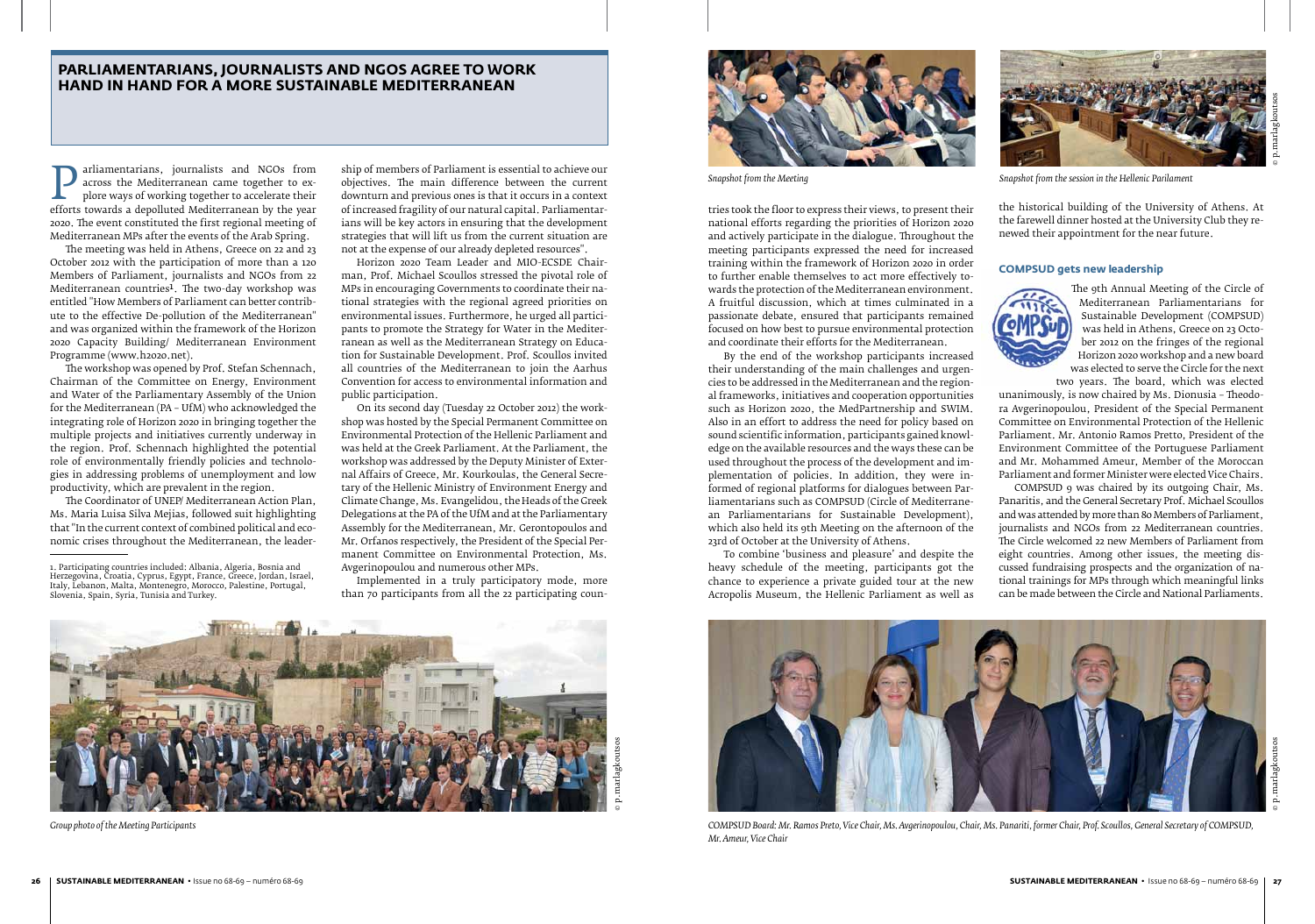# PARLIAMENTARIANS, JOURNALISTS AND NGOS AGREE TO WORK HAND IN HAND FOR A MORE SUSTAINABLE MEDITERRANEAN

Parliamentarians, journalists and NGOs from across the Mediterranean came together to explore ways of working together to accelerate their efforts towards a depolluted Mediterranean by the year 2020. The event constituted the first regional meeting of Mediterranean MPs after the events of the Arab Spring.

The meeting was held in Athens, Greece on 22 and 23 October 2012 with the participation of more than a 120 Members of Parliament, journalists and NGOs from 22 Mediterranean countries[1]. The two-day workshop was entitled "How Members of Parliament can better contribute to the effective De-pollution of the Mediterranean" and was organized within the framework of the Horizon 2020 Capacity Building/ Mediterranean Environment Programme (www.h2020.net).

The workshop was opened by Prof. Stefan Schennach, Chairman of the Committee on Energy, Environment and Water of the Parliamentary Assembly of the Union for the Mediterranean (PA – UfM) who acknowledged the integrating role of Horizon 2020 in bringing together the multiple projects and initiatives currently underway in the region. Prof. Schennach highlighted the potential role of environmentally friendly policies and technologies in addressing problems of unemployment and low productivity, which are prevalent in the region.

The Coordinator of UNEP/ Mediterranean Action Plan, Ms. Maria Luisa Silva Mejias, followed suit highlighting that "In the current context of combined political and economic crises throughout the Mediterranean, the leadership of members of Parliament is essential to achieve our objectives. The main difference between the current downturn and previous ones is that it occurs in a context of increased fragility of our natural capital. Parliamentarians will be key actors in ensuring that the development strategies that will lift us from the current situation are not at the expense of our already depleted resources".

Horizon 2020 Team Leader and MIO-ECSDE Chairman, Prof. Michael Scoullos stressed the pivotal role of MPs in encouraging Governments to coordinate their national strategies with the regional agreed priorities on environmental issues. Furthermore, he urged all participants to promote the Strategy for Water in the Mediterranean as well as the Mediterranean Strategy on Education for Sustainable Development. Prof. Scoullos invited all countries of the Mediterranean to join the Aarhus Convention for access to environmental information and public participation.

On its second day (Tuesday 22 October 2012) the workshop was hosted by the Special Permanent Committee on Environmental Protection of the Hellenic Parliament and was held at the Greek Parliament. At the Parliament, the workshop was addressed by the Deputy Minister of External Affairs of Greece, Mr. Kourkoulas, the General Secretary of the Hellenic Ministry of Environment Energy and Climate Change, Ms. Evangelidou, the Heads of the Greek Delegations at the PA of the UfM and at the Parliamentary Assembly for the Mediterranean, Mr. Gerontopoulos and Mr. Orfanos respectively, the President of the Special Permanent Committee on Environmental Protection, Ms. Avgerinopoulou and numerous other MPs.

Implemented in a truly participatory mode, more than 70 participants from all the 22 participating countries took the floor to express their views, to present their national efforts regarding the priorities of Horizon 2020 and actively participate in the dialogue. Throughout the meeting participants expressed the need for increased training within the framework of Horizon 2020 in order to further enable themselves to act more effectively towards the protection of the Mediterranean environment. A fruitful discussion, which at times culminated in a passionate debate, ensured that participants remained focused on how best to pursue environmental protection and coordinate their efforts for the Mediterranean.

By the end of the workshop participants increased their understanding of the main challenges and urgencies to be addressed in the Mediterranean and the regional frameworks, initiatives and cooperation opportunities such as Horizon 2020, the MedPartnership and SWIM. Also in an effort to address the need for policy based on sound scientific information, participants gained knowledge on the available resources and the ways these can be used throughout the process of the development and implementation of policies. In addition, they were informed of regional platforms for dialogues between Parliamentarians such as COMPSUD (Circle of Mediterranean Parliamentarians for Sustainable Development), which also held its 9th Meeting on the afternoon of the 23rd of October at the University of Athens.

To combine 'business and pleasure' and despite the heavy schedule of the meeting, participants got the chance to experience a private guided tour at the new Acropolis Museum, the Hellenic Parliament as well as the historical building of the University of Athens. At the farewell dinner hosted at the University Club they renewed their appointment for the near future.

1. Participating countries included: Albania, Algeria, Bosnia and Herzegovina, Croatia, Cyprus, Egypt, France, Greece, Jordan, Israel, Italy, Lebanon, Malta, Montenegro, Morocco, Palestine, Portugal, Slovenia, Spain, Syria, Tunisia and Turkey.

*Snapshot from the Meeting*

*Snapshot from the session in the Hellenic Parilament*

*Group photo of the Meeting Participants*

## COMPSUD gets new leadership

The 9th Annual Meeting of the Circle of Mediterranean Parliamentarians for Sustainable Development (COMPSUD) was held in Athens, Greece on 23 October 2012 on the fringes of the regional Horizon 2020 workshop and a new board was elected to serve the Circle for the next two years. The board, which was elected unanimously, is now chaired by Ms. Dionusia – Theodora Avgerinopoulou, President of the Special Permanent Committee on Environmental Protection of the Hellenic Parliament. Mr. Antonio Ramos Pretto, President of the Environment Committee of the Portuguese Parliament and Mr. Mohammed Ameur, Member of the Moroccan Parliament and former Minister were elected Vice Chairs.

COMPSUD 9 was chaired by its outgoing Chair, Ms. Panaritis, and the General Secretary Prof. Michael Scoullos and was attended by more than 80 Members of Parliament, journalists and NGOs from 22 Mediterranean countries. The Circle welcomed 22 new Members of Parliament from eight countries. Among other issues, the meeting discussed fundraising prospects and the organization of national trainings for MPs through which meaningful links can be made between the Circle and National Parliaments.

*COMPSUD Board: Mr. Ramos Preto, Vice Chair, Ms. Avgerinopoulou, Chair, Ms. Panariti, former Chair, Prof. Scoullos, General Secretary of COMPSUD, Mr. Ameur, Vice Chair*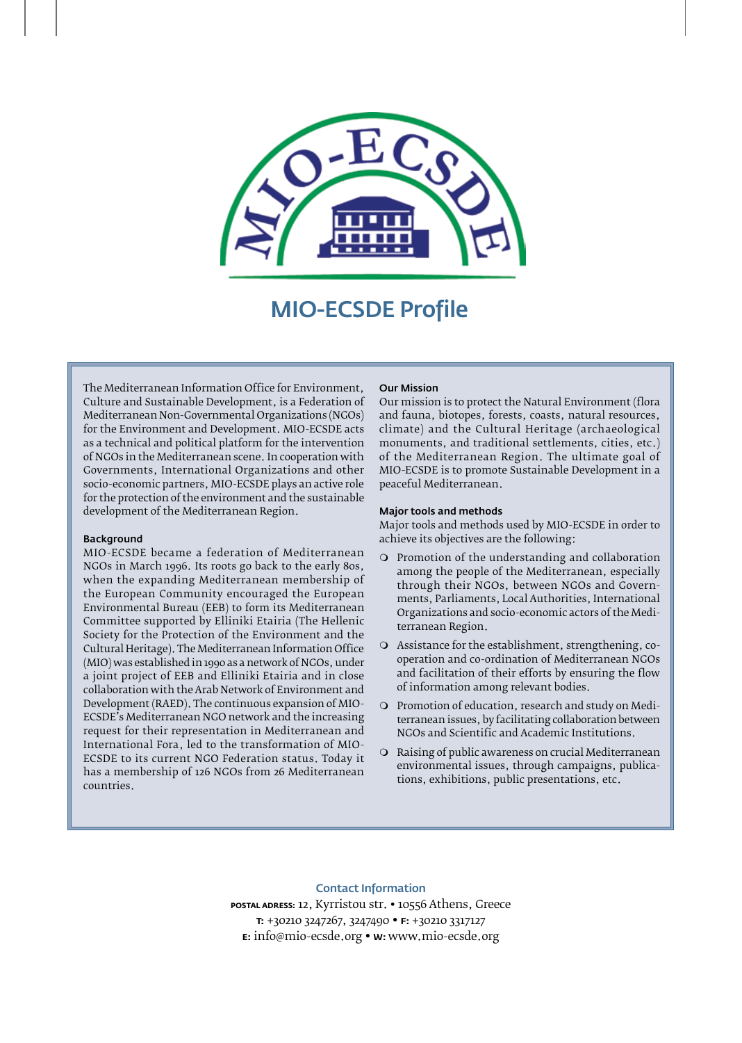# MIO-ECSDE Profile

The Mediterranean Information Office for Environment, Culture and Sustainable Development, is a Federation of Mediterranean Non-Governmental Organizations (NGOs) for the Environment and Development. MIO-ECSDE acts as a technical and political platform for the intervention of NGOs in the Mediterranean scene. In cooperation with Governments, International Organizations and other socio-economic partners, MIO-ECSDE plays an active role for the protection of the environment and the sustainable development of the Mediterranean Region.

**Background**

MIO-ECSDE became a federation of Mediterranean NGOs in March 1996. Its roots go back to the early 80s, when the expanding Mediterranean membership of the European Community encouraged the European Environmental Bureau (EEB) to form its Mediterranean Committee supported by Elliniki Etairia (The Hellenic Society for the Protection of the Environment and the Cultural Heritage). The Mediterranean Information Office (MIO) was established in 1990 as a network of NGOs, under a joint project of EEB and Elliniki Etairia and in close collaboration with the Arab Network of Environment and Development (RAED). The continuous expansion of MIO-ECSDE's Mediterranean NGO network and the increasing request for their representation in Mediterranean and International Fora, led to the transformation of MIO-ECSDE to its current NGO Federation status. Today it has a membership of 126 NGOs from 26 Mediterranean countries.

**Our Mission**

Our mission is to protect the Natural Environment (flora and fauna, biotopes, forests, coasts, natural resources, climate) and the Cultural Heritage (archaeological monuments, and traditional settlements, cities, etc.) of the Mediterranean Region. The ultimate goal of MIO-ECSDE is to promote Sustainable Development in a peaceful Mediterranean.

**Major tools and methods**

Major tools and methods used by MIO-ECSDE in order to achieve its objectives are the following:

- Promotion of the understanding and collaboration among the people of the Mediterranean, especially through their NGOs, between NGOs and Governments, Parliaments, Local Authorities, International Organizations and socio-economic actors of the Mediterranean Region.
- Assistance for the establishment, strengthening, co-operation and co-ordination of Mediterranean NGOs and facilitation of their efforts by ensuring the flow of information among relevant bodies.
- Promotion of education, research and study on Mediterranean issues, by facilitating collaboration between NGOs and Scientific and Academic Institutions.
- Raising of public awareness on crucial Mediterranean environmental issues, through campaigns, publications, exhibitions, public presentations, etc.

**Contact Information**

**POSTAL ADRESS:** 12, Kyrristou str. • 10556 Athens, Greece
**T:** +30210 3247267, 3247490 • **F:** +30210 3317127
**E:** info@mio-ecsde.org • **W:** www.mio-ecsde.org